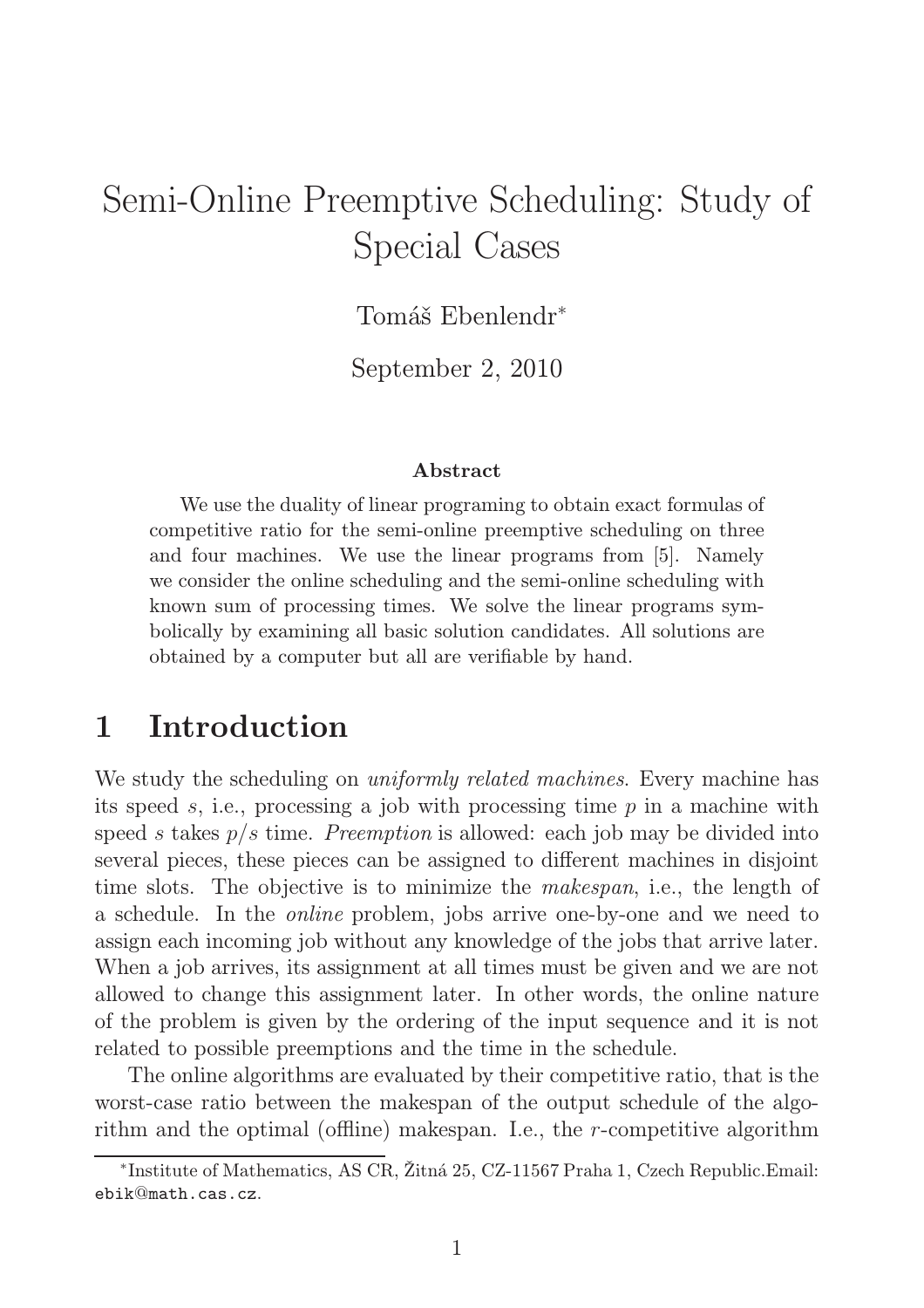# Semi-Online Preemptive Scheduling: Study of Special Cases

Tomáš Ebenlendr*

September 2, 2010

**Abstract**

We use the duality of linear programing to obtain exact formulas of competitive ratio for the semi-online preemptive scheduling on three and four machines. We use the linear programs from [5]. Namely we consider the online scheduling and the semi-online scheduling with known sum of processing times. We solve the linear programs symbolically by examining all basic solution candidates. All solutions are obtained by a computer but all are verifiable by hand.

## 1 Introduction

We study the scheduling on *uniformly related machines*. Every machine has its speed $s$, i.e., processing a job with processing time $p$ in a machine with speed $s$ takes $p/s$ time. *Preemption* is allowed: each job may be divided into several pieces, these pieces can be assigned to different machines in disjoint time slots. The objective is to minimize the *makespan*, i.e., the length of a schedule. In the *online* problem, jobs arrive one-by-one and we need to assign each incoming job without any knowledge of the jobs that arrive later. When a job arrives, its assignment at all times must be given and we are not allowed to change this assignment later. In other words, the online nature of the problem is given by the ordering of the input sequence and it is not related to possible preemptions and the time in the schedule.

The online algorithms are evaluated by their competitive ratio, that is the worst-case ratio between the makespan of the output schedule of the algorithm and the optimal (offline) makespan. I.e., the $r$-competitive algorithm

*Institute of Mathematics, AS CR, Žitná 25, CZ-11567 Praha 1, Czech Republic.Email: ebik@math.cas.cz.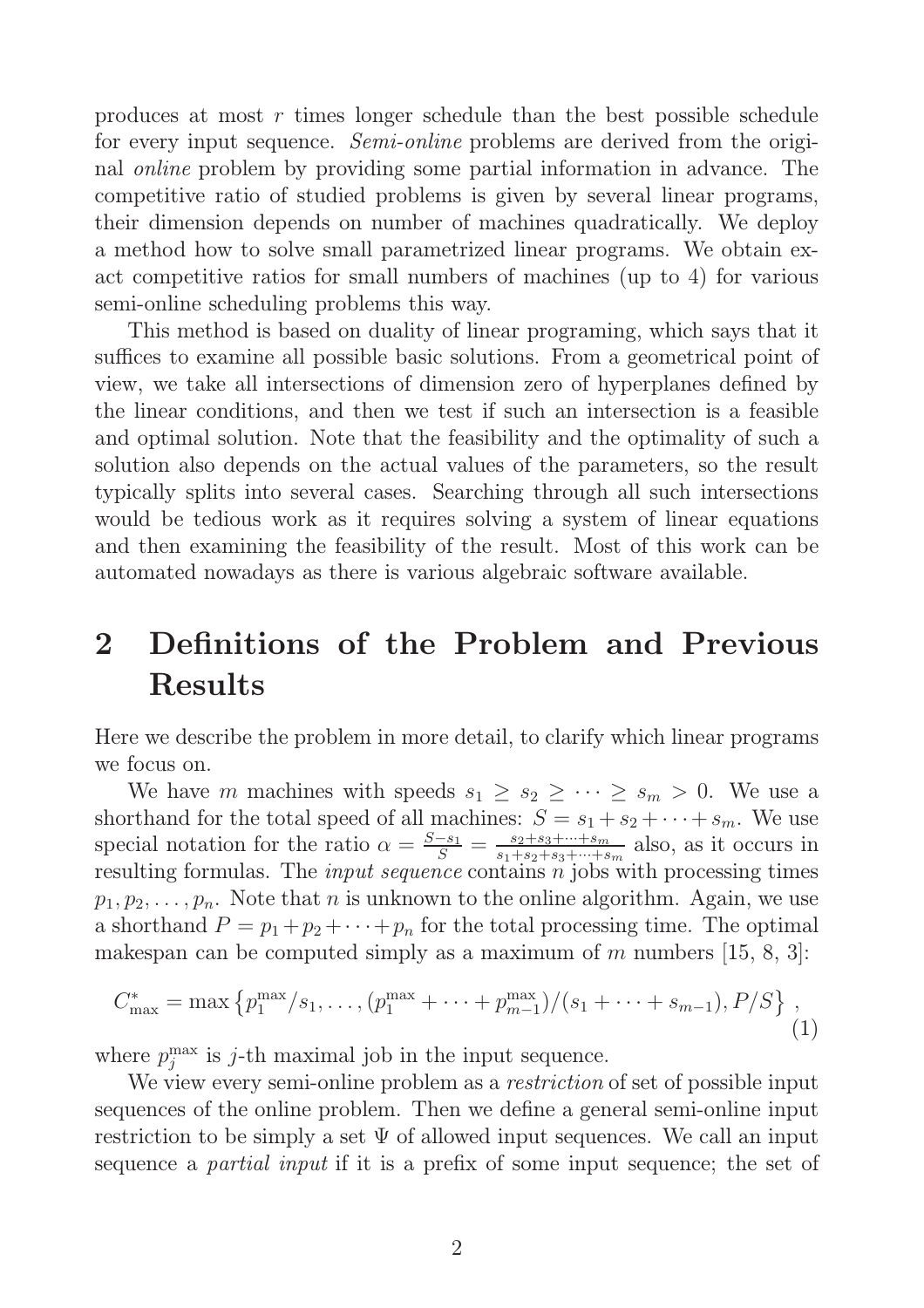produces at most $r$ times longer schedule than the best possible schedule for every input sequence. *Semi-online* problems are derived from the original *online* problem by providing some partial information in advance. The competitive ratio of studied problems is given by several linear programs, their dimension depends on number of machines quadratically. We deploy a method how to solve small parametrized linear programs. We obtain exact competitive ratios for small numbers of machines (up to 4) for various semi-online scheduling problems this way.

This method is based on duality of linear programing, which says that it suffices to examine all possible basic solutions. From a geometrical point of view, we take all intersections of dimension zero of hyperplanes defined by the linear conditions, and then we test if such an intersection is a feasible and optimal solution. Note that the feasibility and the optimality of such a solution also depends on the actual values of the parameters, so the result typically splits into several cases. Searching through all such intersections would be tedious work as it requires solving a system of linear equations and then examining the feasibility of the result. Most of this work can be automated nowadays as there is various algebraic software available.

# 2 Definitions of the Problem and Previous Results

Here we describe the problem in more detail, to clarify which linear programs we focus on.

We have $m$ machines with speeds $s_1 \geq s_2 \geq \cdots \geq s_m > 0$. We use a shorthand for the total speed of all machines: $S = s_1 + s_2 + \cdots + s_m$. We use special notation for the ratio $\alpha = \frac{S - s_1}{S} = \frac{s_2 + s_3 + \cdots + s_m}{s_1 + s_2 + s_3 + \cdots + s_m}$ also, as it occurs in resulting formulas. The *input sequence* contains $n$ jobs with processing times $p_1, p_2, \ldots, p_n$. Note that $n$ is unknown to the online algorithm. Again, we use a shorthand $P = p_1 + p_2 + \cdots + p_n$ for the total processing time. The optimal makespan can be computed simply as a maximum of $m$ numbers [15, 8, 3]:

$$C^*_{\max} = \max \left\{ p_1^{\max}/s_1, \ldots, (p_1^{\max} + \cdots + p_{m-1}^{\max})/(s_1 + \cdots + s_{m-1}), P/S \right\}, \quad (1)$$

where $p_j^{\max}$ is $j$-th maximal job in the input sequence.

We view every semi-online problem as a *restriction* of set of possible input sequences of the online problem. Then we define a general semi-online input restriction to be simply a set $\Psi$ of allowed input sequences. We call an input sequence a *partial input* if it is a prefix of some input sequence; the set of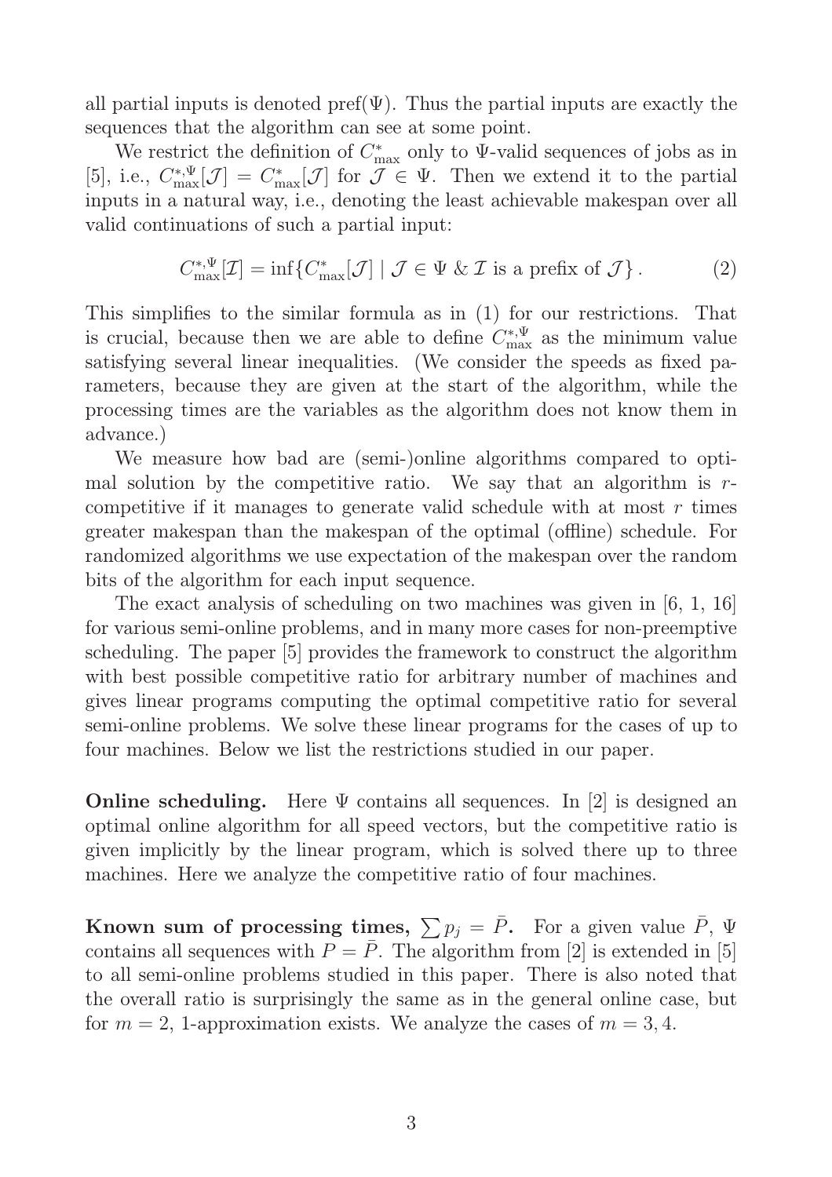all partial inputs is denoted pref($\Psi$). Thus the partial inputs are exactly the sequences that the algorithm can see at some point.

We restrict the definition of $C^*_{\max}$ only to $\Psi$-valid sequences of jobs as in [5], i.e., $C^{*,\Psi}_{\max}[\mathcal{J}] = C^*_{\max}[\mathcal{J}]$ for $\mathcal{J} \in \Psi$. Then we extend it to the partial inputs in a natural way, i.e., denoting the least achievable makespan over all valid continuations of such a partial input:

$$C^{*,\Psi}_{\max}[\mathcal{I}] = \inf\{C^*_{\max}[\mathcal{J}] \mid \mathcal{J} \in \Psi \;\&\; \mathcal{I} \text{ is a prefix of } \mathcal{J}\}\,. \tag{2}$$

This simplifies to the similar formula as in (1) for our restrictions. That is crucial, because then we are able to define $C^{*,\Psi}_{\max}$ as the minimum value satisfying several linear inequalities. (We consider the speeds as fixed parameters, because they are given at the start of the algorithm, while the processing times are the variables as the algorithm does not know them in advance.)

We measure how bad are (semi-)online algorithms compared to optimal solution by the competitive ratio. We say that an algorithm is $r$-competitive if it manages to generate valid schedule with at most $r$ times greater makespan than the makespan of the optimal (offline) schedule. For randomized algorithms we use expectation of the makespan over the random bits of the algorithm for each input sequence.

The exact analysis of scheduling on two machines was given in [6, 1, 16] for various semi-online problems, and in many more cases for non-preemptive scheduling. The paper [5] provides the framework to construct the algorithm with best possible competitive ratio for arbitrary number of machines and gives linear programs computing the optimal competitive ratio for several semi-online problems. We solve these linear programs for the cases of up to four machines. Below we list the restrictions studied in our paper.

**Online scheduling.** Here $\Psi$ contains all sequences. In [2] is designed an optimal online algorithm for all speed vectors, but the competitive ratio is given implicitly by the linear program, which is solved there up to three machines. Here we analyze the competitive ratio of four machines.

**Known sum of processing times, $\sum p_j = \bar{P}$.** For a given value $\bar{P}$, $\Psi$ contains all sequences with $P = \bar{P}$. The algorithm from [2] is extended in [5] to all semi-online problems studied in this paper. There is also noted that the overall ratio is surprisingly the same as in the general online case, but for $m = 2$, 1-approximation exists. We analyze the cases of $m = 3, 4$.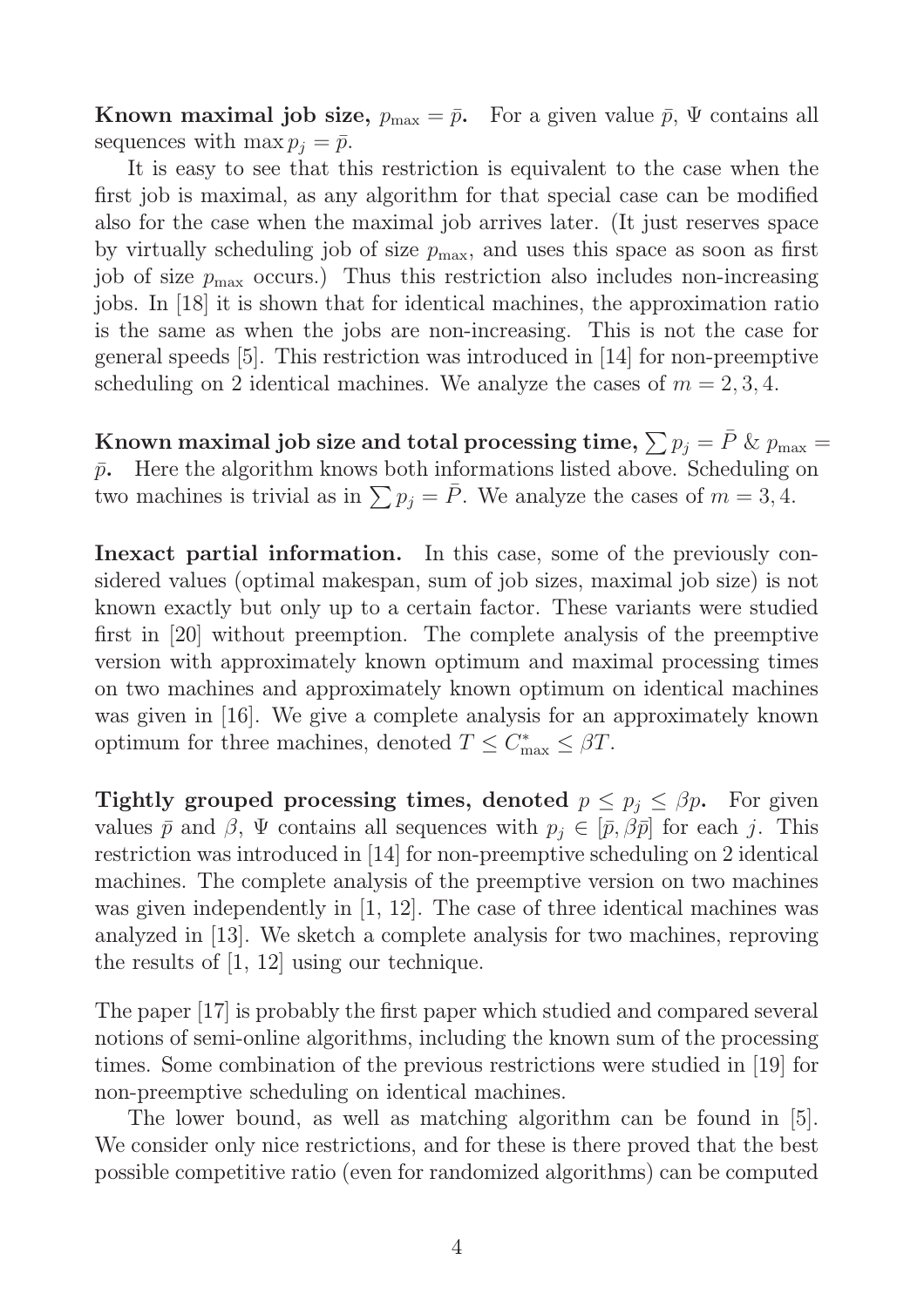**Known maximal job size, $p_{\max} = \bar{p}$.** For a given value $\bar{p}$, $\Psi$ contains all sequences with $\max p_j = \bar{p}$.

It is easy to see that this restriction is equivalent to the case when the first job is maximal, as any algorithm for that special case can be modified also for the case when the maximal job arrives later. (It just reserves space by virtually scheduling job of size $p_{\max}$, and uses this space as soon as first job of size $p_{\max}$ occurs.) Thus this restriction also includes non-increasing jobs. In [18] it is shown that for identical machines, the approximation ratio is the same as when the jobs are non-increasing. This is not the case for general speeds [5]. This restriction was introduced in [14] for non-preemptive scheduling on 2 identical machines. We analyze the cases of $m = 2, 3, 4$.

**Known maximal job size and total processing time, $\sum p_j = \bar{P}$ & $p_{\max} = \bar{p}$.** Here the algorithm knows both informations listed above. Scheduling on two machines is trivial as in $\sum p_j = \bar{P}$. We analyze the cases of $m = 3, 4$.

**Inexact partial information.** In this case, some of the previously considered values (optimal makespan, sum of job sizes, maximal job size) is not known exactly but only up to a certain factor. These variants were studied first in [20] without preemption. The complete analysis of the preemptive version with approximately known optimum and maximal processing times on two machines and approximately known optimum on identical machines was given in [16]. We give a complete analysis for an approximately known optimum for three machines, denoted $T \leq C^*_{\max} \leq \beta T$.

**Tightly grouped processing times, denoted $p \leq p_j \leq \beta p$.** For given values $\bar{p}$ and $\beta$, $\Psi$ contains all sequences with $p_j \in [\bar{p}, \beta\bar{p}]$ for each $j$. This restriction was introduced in [14] for non-preemptive scheduling on 2 identical machines. The complete analysis of the preemptive version on two machines was given independently in [1, 12]. The case of three identical machines was analyzed in [13]. We sketch a complete analysis for two machines, reproving the results of [1, 12] using our technique.

The paper [17] is probably the first paper which studied and compared several notions of semi-online algorithms, including the known sum of the processing times. Some combination of the previous restrictions were studied in [19] for non-preemptive scheduling on identical machines.

The lower bound, as well as matching algorithm can be found in [5]. We consider only nice restrictions, and for these is there proved that the best possible competitive ratio (even for randomized algorithms) can be computed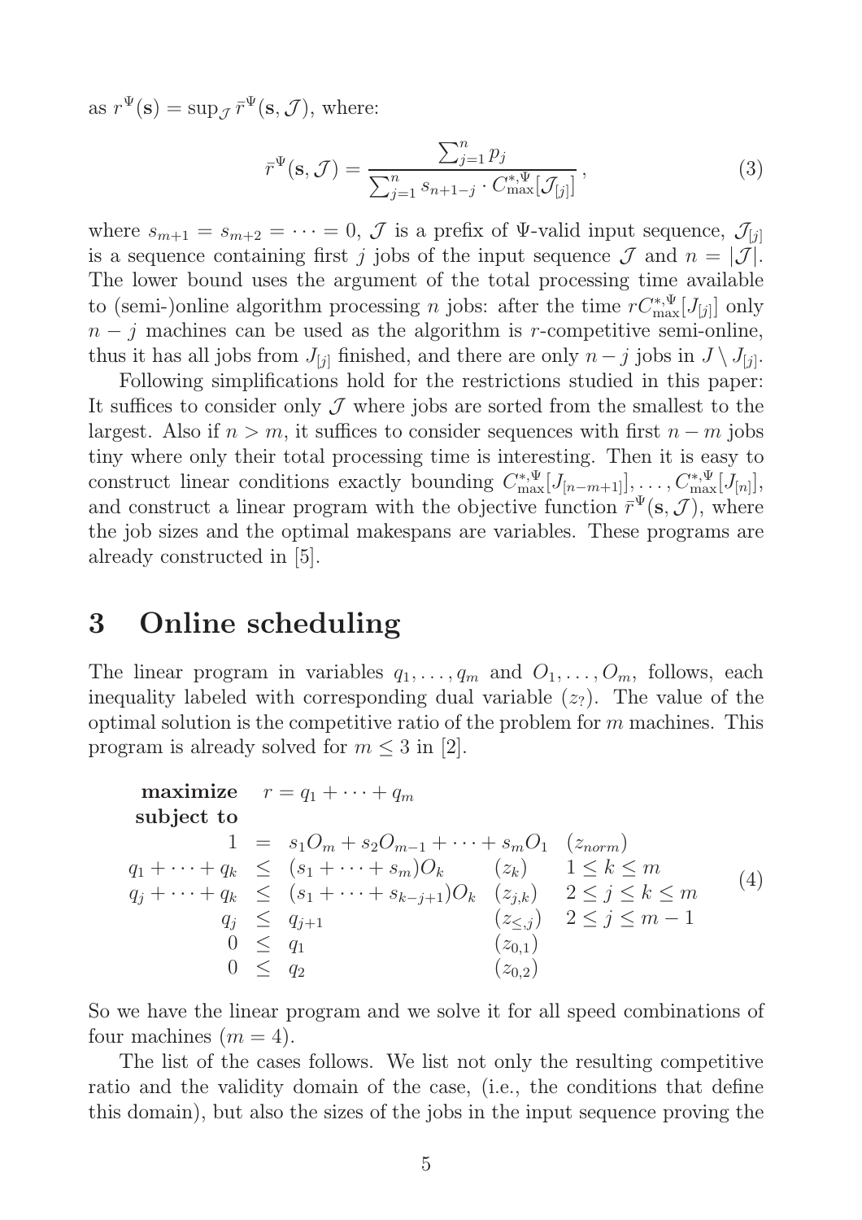as $r^\Psi(\mathbf{s}) = \sup_{\mathcal{J}} \bar{r}^\Psi(\mathbf{s}, \mathcal{J})$, where:

$$\bar{r}^\Psi(\mathbf{s}, \mathcal{J}) = \frac{\sum_{j=1}^{n} p_j}{\sum_{j=1}^{n} s_{n+1-j} \cdot C^{*,\Psi}_{\max}[\mathcal{J}_{[j]}]}, \tag{3}$$

where $s_{m+1} = s_{m+2} = \cdots = 0$, $\mathcal{J}$ is a prefix of $\Psi$-valid input sequence, $\mathcal{J}_{[j]}$ is a sequence containing first $j$ jobs of the input sequence $\mathcal{J}$ and $n = |\mathcal{J}|$. The lower bound uses the argument of the total processing time available to (semi-)online algorithm processing $n$ jobs: after the time $rC^{*,\Psi}_{\max}[J_{[j]}]$ only $n - j$ machines can be used as the algorithm is $r$-competitive semi-online, thus it has all jobs from $J_{[j]}$ finished, and there are only $n - j$ jobs in $J \setminus J_{[j]}$.

Following simplifications hold for the restrictions studied in this paper: It suffices to consider only $\mathcal{J}$ where jobs are sorted from the smallest to the largest. Also if $n > m$, it suffices to consider sequences with first $n - m$ jobs tiny where only their total processing time is interesting. Then it is easy to construct linear conditions exactly bounding $C^{*,\Psi}_{\max}[J_{[n-m+1]}], \ldots, C^{*,\Psi}_{\max}[J_{[n]}]$, and construct a linear program with the objective function $\bar{r}^\Psi(\mathbf{s}, \mathcal{J})$, where the job sizes and the optimal makespans are variables. These programs are already constructed in [5].

# 3 Online scheduling

The linear program in variables $q_1, \ldots, q_m$ and $O_1, \ldots, O_m$, follows, each inequality labeled with corresponding dual variable $(z_?)$. The value of the optimal solution is the competitive ratio of the problem for $m$ machines. This program is already solved for $m \leq 3$ in [2].

$$\begin{array}{rrll}
\textbf{maximize} & r = q_1 + \cdots + q_m & & \\
\textbf{subject to} & & & \\
1 & = s_1 O_m + s_2 O_{m-1} + \cdots + s_m O_1 & (z_{norm}) & \\
q_1 + \cdots + q_k & \leq (s_1 + \cdots + s_m) O_k & (z_k) & 1 \leq k \leq m \\
q_j + \cdots + q_k & \leq (s_1 + \cdots + s_{k-j+1}) O_k & (z_{j,k}) & 2 \leq j \leq k \leq m \\
q_j & \leq q_{j+1} & (z_{\leq,j}) & 2 \leq j \leq m-1 \\
0 & \leq q_1 & (z_{0,1}) & \\
0 & \leq q_2 & (z_{0,2}) &
\end{array} \tag{4}$$

So we have the linear program and we solve it for all speed combinations of four machines ($m = 4$).

The list of the cases follows. We list not only the resulting competitive ratio and the validity domain of the case, (i.e., the conditions that define this domain), but also the sizes of the jobs in the input sequence proving the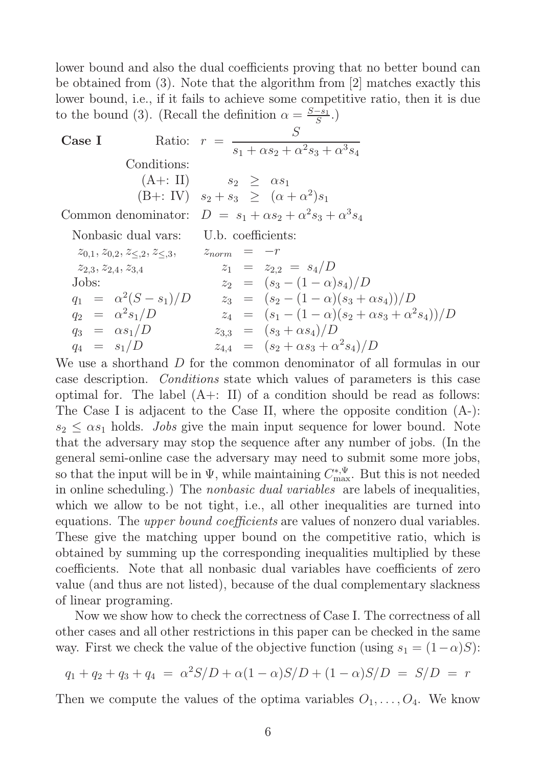lower bound and also the dual coefficients proving that no better bound can be obtained from (3). Note that the algorithm from [2] matches exactly this lower bound, i.e., if it fails to achieve some competitive ratio, then it is due to the bound (3). (Recall the definition $\alpha = \frac{S-s_1}{S}$.)

**Case I** Ratio: $r = \dfrac{S}{s_1 + \alpha s_2 + \alpha^2 s_3 + \alpha^3 s_4}$

Conditions:

(A+: II) $s_2 \geq \alpha s_1$

(B+: IV) $s_2 + s_3 \geq (\alpha + \alpha^2) s_1$

Common denominator: $D = s_1 + \alpha s_2 + \alpha^2 s_3 + \alpha^3 s_4$

Nonbasic dual vars: $z_{0,1}, z_{0,2}, z_{\leq,2}, z_{\leq,3}, z_{2,3}, z_{2,4}, z_{3,4}$

Jobs:

$q_1 = \alpha^2 (S - s_1)/D$

$q_2 = \alpha^2 s_1/D$

$q_3 = \alpha s_1/D$

$q_4 = s_1/D$

U.b. coefficients:

$z_{norm} = -r$

$z_1 = z_{2,2} = s_4/D$

$z_2 = (s_3 - (1-\alpha)s_4)/D$

$z_3 = (s_2 - (1-\alpha)(s_3 + \alpha s_4))/D$

$z_4 = (s_1 - (1-\alpha)(s_2 + \alpha s_3 + \alpha^2 s_4))/D$

$z_{3,3} = (s_3 + \alpha s_4)/D$

$z_{4,4} = (s_2 + \alpha s_3 + \alpha^2 s_4)/D$

We use a shorthand $D$ for the common denominator of all formulas in our case description. *Conditions* state which values of parameters is this case optimal for. The label (A+: II) of a condition should be read as follows: The Case I is adjacent to the Case II, where the opposite condition (A-): $s_2 \leq \alpha s_1$ holds. *Jobs* give the main input sequence for lower bound. Note that the adversary may stop the sequence after any number of jobs. (In the general semi-online case the adversary may need to submit some more jobs, so that the input will be in $\Psi$, while maintaining $C^{*,\Psi}_{\max}$. But this is not needed in online scheduling.) The *nonbasic dual variables* are labels of inequalities, which we allow to be not tight, i.e., all other inequalities are turned into equations. The *upper bound coefficients* are values of nonzero dual variables. These give the matching upper bound on the competitive ratio, which is obtained by summing up the corresponding inequalities multiplied by these coefficients. Note that all nonbasic dual variables have coefficients of zero value (and thus are not listed), because of the dual complementary slackness of linear programing.

Now we show how to check the correctness of Case I. The correctness of all other cases and all other restrictions in this paper can be checked in the same way. First we check the value of the objective function (using $s_1 = (1-\alpha)S$):

$$q_1 + q_2 + q_3 + q_4 = \alpha^2 S/D + \alpha(1-\alpha)S/D + (1-\alpha)S/D = S/D = r$$

Then we compute the values of the optima variables $O_1, \ldots, O_4$. We know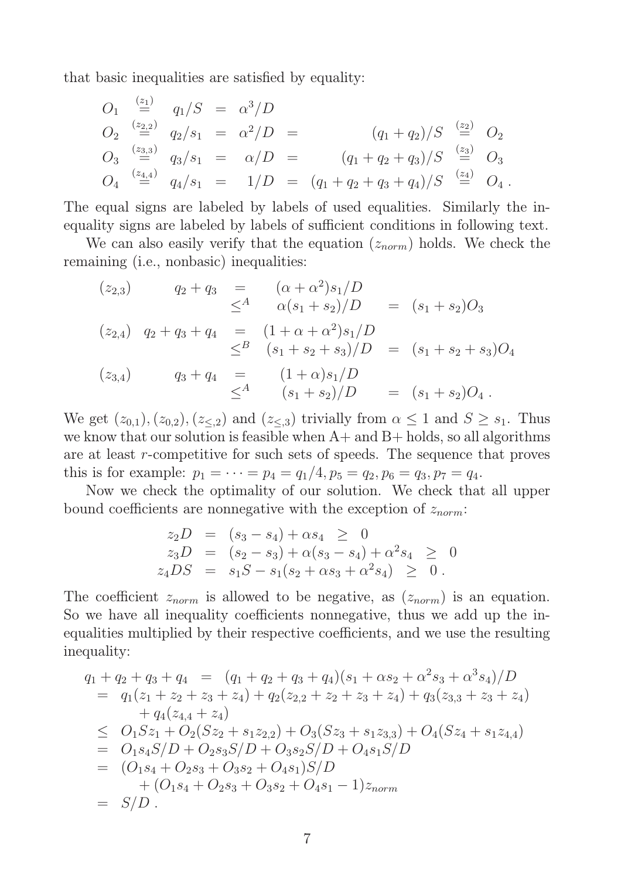that basic inequalities are satisfied by equality:

$$
\begin{array}{lllllll}
O_1 & \overset{(z_1)}{=} & q_1/S & = & \alpha^3/D & & \\
O_2 & \overset{(z_{2,2})}{=} & q_2/s_1 & = & \alpha^2/D & = & (q_1+q_2)/S \overset{(z_2)}{=} O_2 \\
O_3 & \overset{(z_{3,3})}{=} & q_3/s_1 & = & \alpha/D & = & (q_1+q_2+q_3)/S \overset{(z_3)}{=} O_3 \\
O_4 & \overset{(z_{4,4})}{=} & q_4/s_1 & = & 1/D & = & (q_1+q_2+q_3+q_4)/S \overset{(z_4)}{=} O_4\,.
\end{array}
$$

The equal signs are labeled by labels of used equalities. Similarly the inequality signs are labeled by labels of sufficient conditions in following text.

We can also easily verify that the equation $(z_{norm})$ holds. We check the remaining (i.e., nonbasic) inequalities:

$$
\begin{array}{llllll}
(z_{2,3}) & q_2+q_3 & = & (\alpha+\alpha^2)s_1/D & & \\
 & & \leq^A & \alpha(s_1+s_2)/D & = & (s_1+s_2)O_3 \\
(z_{2,4}) & q_2+q_3+q_4 & = & (1+\alpha+\alpha^2)s_1/D & & \\
 & & \leq^B & (s_1+s_2+s_3)/D & = & (s_1+s_2+s_3)O_4 \\
(z_{3,4}) & q_3+q_4 & = & (1+\alpha)s_1/D & & \\
 & & \leq^A & (s_1+s_2)/D & = & (s_1+s_2)O_4\,.
\end{array}
$$

We get $(z_{0,1}), (z_{0,2}), (z_{\leq,2})$ and $(z_{\leq,3})$ trivially from $\alpha \leq 1$ and $S \geq s_1$. Thus we know that our solution is feasible when A+ and B+ holds, so all algorithms are at least $r$-competitive for such sets of speeds. The sequence that proves this is for example: $p_1 = \cdots = p_4 = q_1/4, p_5 = q_2, p_6 = q_3, p_7 = q_4$.

Now we check the optimality of our solution. We check that all upper bound coefficients are nonnegative with the exception of $z_{norm}$:

$$
\begin{array}{lllll}
z_2 D & = & (s_3-s_4)+\alpha s_4 & \geq & 0 \\
z_3 D & = & (s_2-s_3)+\alpha(s_3-s_4)+\alpha^2 s_4 & \geq & 0 \\
z_4 DS & = & s_1 S - s_1(s_2+\alpha s_3+\alpha^2 s_4) & \geq & 0\,.
\end{array}
$$

The coefficient $z_{norm}$ is allowed to be negative, as $(z_{norm})$ is an equation. So we have all inequality coefficients nonnegative, thus we add up the inequalities multiplied by their respective coefficients, and we use the resulting inequality:

$$
\begin{array}{rl}
q_1+q_2+q_3+q_4 & = (q_1+q_2+q_3+q_4)(s_1+\alpha s_2+\alpha^2 s_3+\alpha^3 s_4)/D \\
= & q_1(z_1+z_2+z_3+z_4)+q_2(z_{2,2}+z_2+z_3+z_4)+q_3(z_{3,3}+z_3+z_4) \\
 & +\, q_4(z_{4,4}+z_4) \\
\leq & O_1 S z_1 + O_2(S z_2 + s_1 z_{2,2}) + O_3(S z_3 + s_1 z_{3,3}) + O_4(S z_4 + s_1 z_{4,4}) \\
= & O_1 s_4 S/D + O_2 s_3 S/D + O_3 s_2 S/D + O_4 s_1 S/D \\
= & (O_1 s_4 + O_2 s_3 + O_3 s_2 + O_4 s_1)S/D \\
 & +\, (O_1 s_4 + O_2 s_3 + O_3 s_2 + O_4 s_1 - 1)z_{norm} \\
= & S/D\,.
\end{array}
$$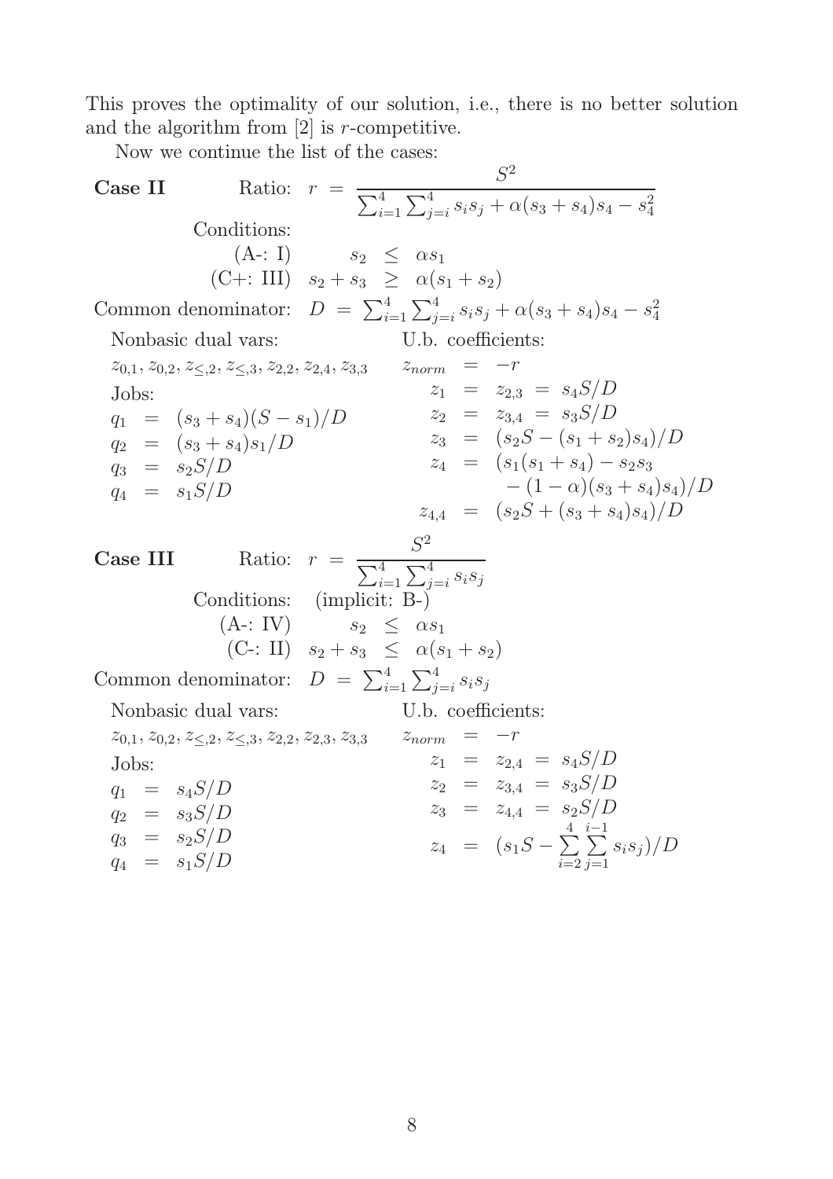This proves the optimality of our solution, i.e., there is no better solution and the algorithm from [2] is $r$-competitive.

Now we continue the list of the cases:

**Case II** Ratio: $r = \dfrac{S^2}{\sum_{i=1}^4 \sum_{j=i}^4 s_i s_j + \alpha(s_3+s_4)s_4 - s_4^2}$

Conditions:

$$\begin{aligned} &(\text{A-: I}) & s_2 &\leq \alpha s_1 \\ &(\text{C+: III}) & s_2 + s_3 &\geq \alpha(s_1 + s_2) \end{aligned}$$

Common denominator: $D = \sum_{i=1}^4 \sum_{j=i}^4 s_i s_j + \alpha(s_3+s_4)s_4 - s_4^2$

Nonbasic dual vars:

$z_{0,1}, z_{0,2}, z_{\leq,2}, z_{\leq,3}, z_{2,2}, z_{2,4}, z_{3,3}$

Jobs:

$$\begin{aligned} q_1 &= (s_3+s_4)(S-s_1)/D \\ q_2 &= (s_3+s_4)s_1/D \\ q_3 &= s_2 S/D \\ q_4 &= s_1 S/D \end{aligned}$$

U.b. coefficients:

$$\begin{aligned} z_{norm} &= -r \\ z_1 &= z_{2,3} = s_4 S/D \\ z_2 &= z_{3,4} = s_3 S/D \\ z_3 &= (s_2 S - (s_1+s_2)s_4)/D \\ z_4 &= (s_1(s_1+s_4) - s_2 s_3 \\ &\quad - (1-\alpha)(s_3+s_4)s_4)/D \\ z_{4,4} &= (s_2 S + (s_3+s_4)s_4)/D \end{aligned}$$

**Case III** Ratio: $r = \dfrac{S^2}{\sum_{i=1}^4 \sum_{j=i}^4 s_i s_j}$

Conditions: (implicit: B-)

$$\begin{aligned} &(\text{A-: IV}) & s_2 &\leq \alpha s_1 \\ &(\text{C-: II}) & s_2 + s_3 &\leq \alpha(s_1 + s_2) \end{aligned}$$

Common denominator: $D = \sum_{i=1}^4 \sum_{j=i}^4 s_i s_j$

Nonbasic dual vars:

$z_{0,1}, z_{0,2}, z_{\leq,2}, z_{\leq,3}, z_{2,2}, z_{2,3}, z_{3,3}$

Jobs:

$$\begin{aligned} q_1 &= s_4 S/D \\ q_2 &= s_3 S/D \\ q_3 &= s_2 S/D \\ q_4 &= s_1 S/D \end{aligned}$$

U.b. coefficients:

$$\begin{aligned} z_{norm} &= -r \\ z_1 &= z_{2,4} = s_4 S/D \\ z_2 &= z_{3,4} = s_3 S/D \\ z_3 &= z_{4,4} = s_2 S/D \\ z_4 &= (s_1 S - \sum_{i=2}^4 \sum_{j=1}^{i-1} s_i s_j)/D \end{aligned}$$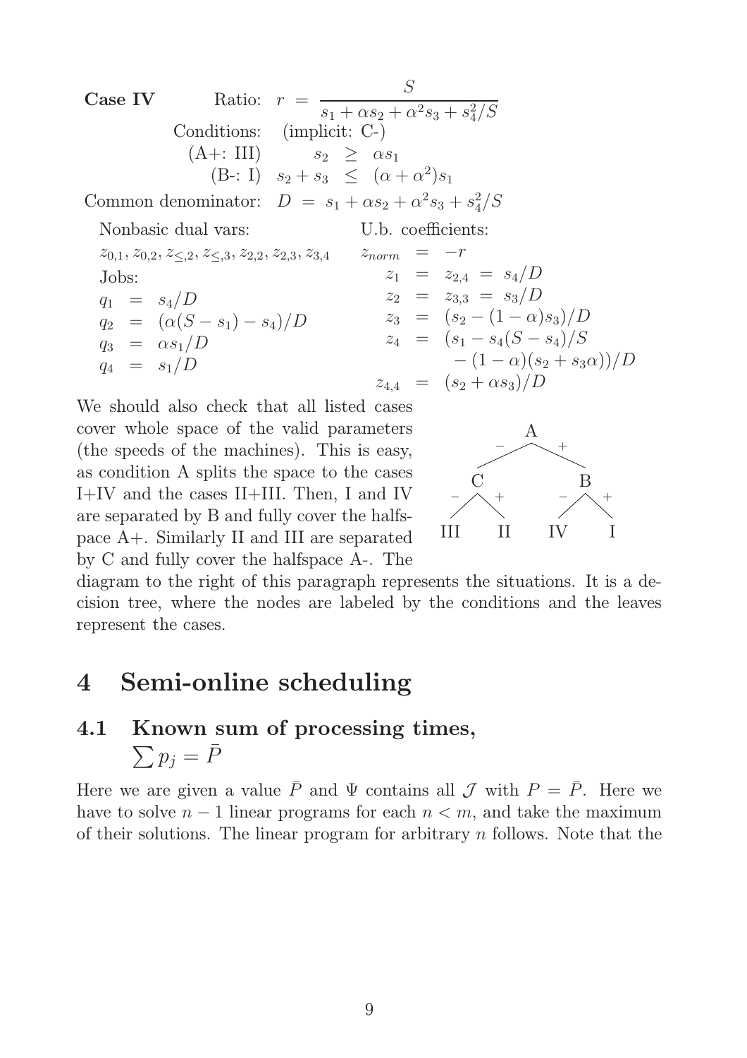**Case IV** Ratio: $r = \dfrac{S}{s_1 + \alpha s_2 + \alpha^2 s_3 + s_4^2/S}$

Conditions: (implicit: C-)

(A+: III) $s_2 \geq \alpha s_1$

(B-: I) $s_2 + s_3 \leq (\alpha + \alpha^2) s_1$

Common denominator: $D = s_1 + \alpha s_2 + \alpha^2 s_3 + s_4^2/S$

Nonbasic dual vars:

$z_{0,1}, z_{0,2}, z_{\leq,2}, z_{\leq,3}, z_{2,2}, z_{2,3}, z_{3,4}$

Jobs:

$$
\begin{aligned}
q_1 &= s_4/D \\
q_2 &= (\alpha(S - s_1) - s_4)/D \\
q_3 &= \alpha s_1/D \\
q_4 &= s_1/D
\end{aligned}
$$

U.b. coefficients:

$$
\begin{aligned}
z_{norm} &= -r \\
z_1 &= z_{2,4} = s_4/D \\
z_2 &= z_{3,3} = s_3/D \\
z_3 &= (s_2 - (1-\alpha)s_3)/D \\
z_4 &= (s_1 - s_4(S - s_4)/S \\
&\quad - (1-\alpha)(s_2 + s_3\alpha))/D \\
z_{4,4} &= (s_2 + \alpha s_3)/D
\end{aligned}
$$

We should also check that all listed cases cover whole space of the valid parameters (the speeds of the machines). This is easy, as condition A splits the space to the cases I+IV and the cases II+III. Then, I and IV are separated by B and fully cover the halfspace A+. Similarly II and III are separated by C and fully cover the halfspace A-. The diagram to the right of this paragraph represents the situations. It is a decision tree, where the nodes are labeled by the conditions and the leaves represent the cases.

```
            A
        -       +
      C           B
    -   +       -   +
  III   II    IV     I
```

# 4 Semi-online scheduling

## 4.1 Known sum of processing times, $\sum p_j = \bar{P}$

Here we are given a value $\bar{P}$ and $\Psi$ contains all $\mathcal{J}$ with $P = \bar{P}$. Here we have to solve $n - 1$ linear programs for each $n < m$, and take the maximum of their solutions. The linear program for arbitrary $n$ follows. Note that the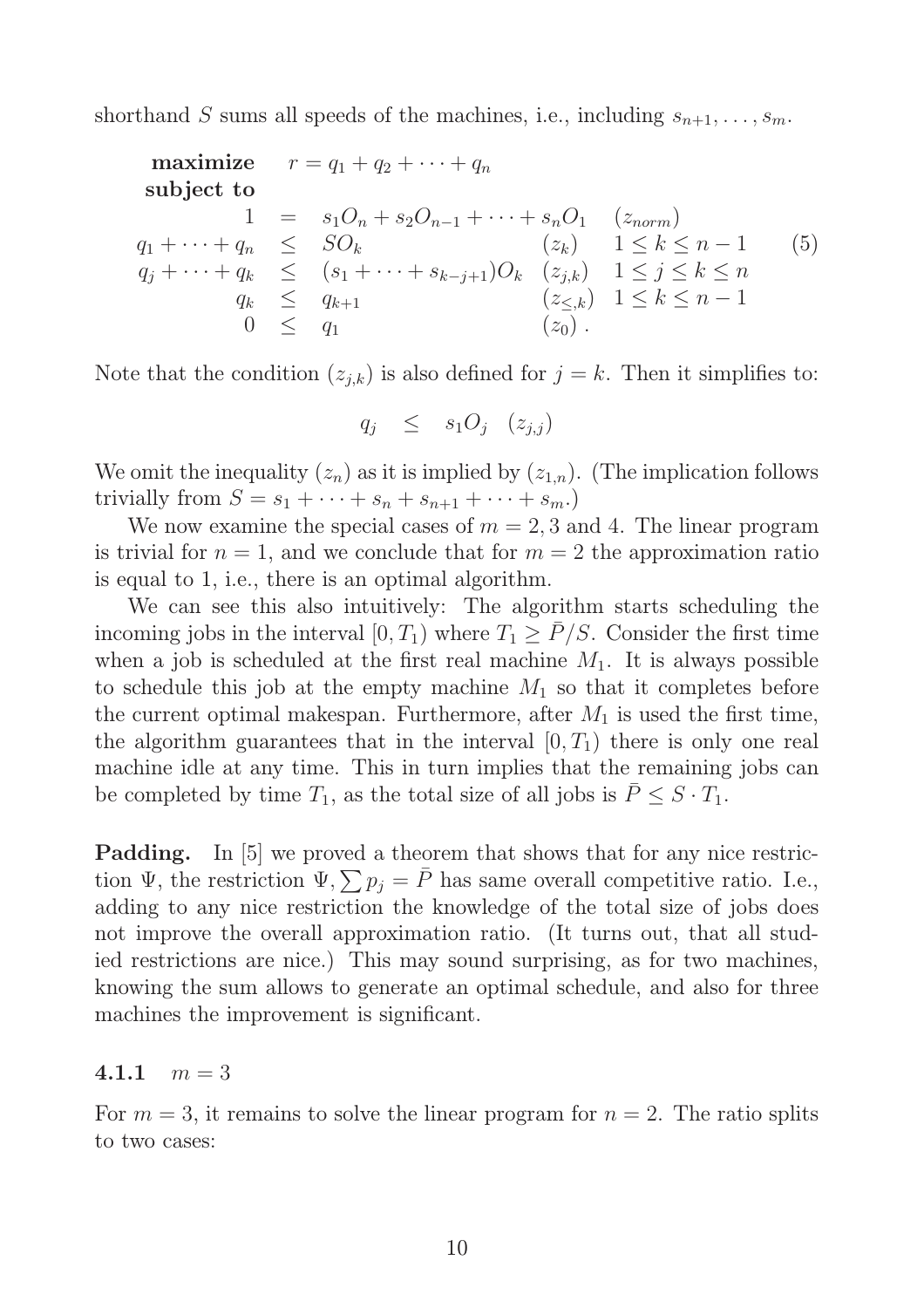shorthand $S$ sums all speeds of the machines, i.e., including $s_{n+1}, \ldots, s_m$.

$$
\begin{array}{rcll}
\textbf{maximize} & & r = q_1 + q_2 + \cdots + q_n & \\
\textbf{subject to} & & & \\
1 & = & s_1 O_n + s_2 O_{n-1} + \cdots + s_n O_1 & (z_{norm}) \\
q_1 + \cdots + q_n & \leq & S O_k & (z_k) \quad 1 \leq k \leq n-1 \\
q_j + \cdots + q_k & \leq & (s_1 + \cdots + s_{k-j+1}) O_k & (z_{j,k}) \quad 1 \leq j \leq k \leq n \\
q_k & \leq & q_{k+1} & (z_{\leq,k}) \quad 1 \leq k \leq n-1 \\
0 & \leq & q_1 & (z_0)\,.
\end{array}
\tag{5}
$$

Note that the condition $(z_{j,k})$ is also defined for $j = k$. Then it simplifies to:

$$
q_j \quad \leq \quad s_1 O_j \quad (z_{j,j})
$$

We omit the inequality $(z_n)$ as it is implied by $(z_{1,n})$. (The implication follows trivially from $S = s_1 + \cdots + s_n + s_{n+1} + \cdots + s_m$.)

We now examine the special cases of $m = 2, 3$ and $4$. The linear program is trivial for $n = 1$, and we conclude that for $m = 2$ the approximation ratio is equal to 1, i.e., there is an optimal algorithm.

We can see this also intuitively: The algorithm starts scheduling the incoming jobs in the interval $[0, T_1)$ where $T_1 \geq \bar{P}/S$. Consider the first time when a job is scheduled at the first real machine $M_1$. It is always possible to schedule this job at the empty machine $M_1$ so that it completes before the current optimal makespan. Furthermore, after $M_1$ is used the first time, the algorithm guarantees that in the interval $[0, T_1)$ there is only one real machine idle at any time. This in turn implies that the remaining jobs can be completed by time $T_1$, as the total size of all jobs is $\bar{P} \leq S \cdot T_1$.

**Padding.** In [5] we proved a theorem that shows that for any nice restriction $\Psi$, the restriction $\Psi, \sum p_j = \bar{P}$ has same overall competitive ratio. I.e., adding to any nice restriction the knowledge of the total size of jobs does not improve the overall approximation ratio. (It turns out, that all studied restrictions are nice.) This may sound surprising, as for two machines, knowing the sum allows to generate an optimal schedule, and also for three machines the improvement is significant.

#### 4.1.1 $m = 3$

For $m = 3$, it remains to solve the linear program for $n = 2$. The ratio splits to two cases: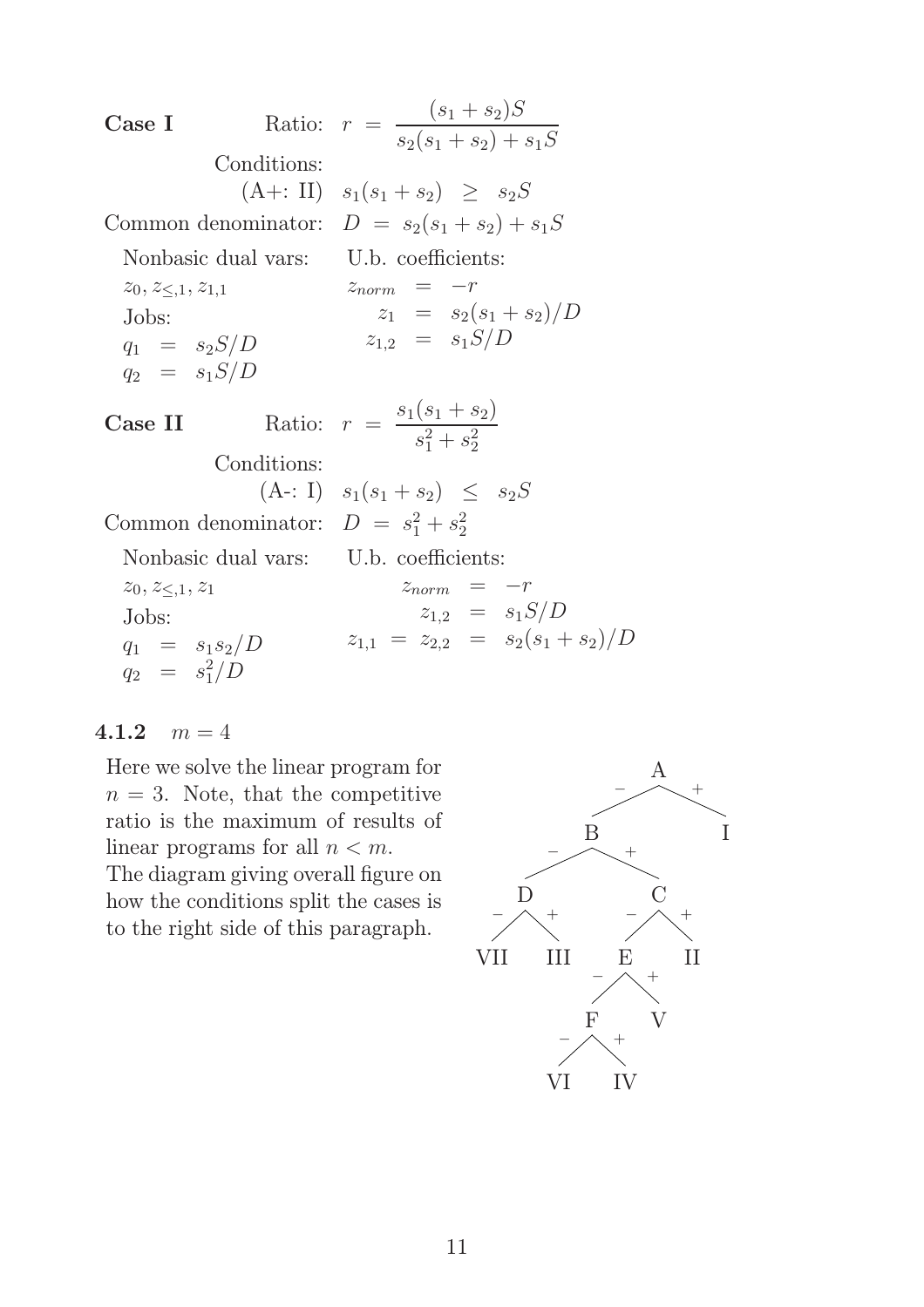**Case I** Ratio: $r = \dfrac{(s_1+s_2)S}{s_2(s_1+s_2)+s_1S}$

Conditions:

(A+: II) $s_1(s_1+s_2) \geq s_2S$

Common denominator: $D = s_2(s_1+s_2)+s_1S$

Nonbasic dual vars: $z_0, z_{\leq,1}, z_{1,1}$

Jobs:

$$q_1 = s_2S/D$$
$$q_2 = s_1S/D$$

U.b. coefficients:

$$z_{norm} = -r$$
$$z_1 = s_2(s_1+s_2)/D$$
$$z_{1,2} = s_1S/D$$

**Case II** Ratio: $r = \dfrac{s_1(s_1+s_2)}{s_1^2+s_2^2}$

Conditions:

(A-: I) $s_1(s_1+s_2) \leq s_2S$

Common denominator: $D = s_1^2+s_2^2$

Nonbasic dual vars: $z_0, z_{\leq,1}, z_1$

Jobs:

$$q_1 = s_1s_2/D$$
$$q_2 = s_1^2/D$$

U.b. coefficients:

$$z_{norm} = -r$$
$$z_{1,2} = s_1S/D$$
$$z_{1,1} = z_{2,2} = s_2(s_1+s_2)/D$$

### 4.1.2 $m = 4$

Here we solve the linear program for $n = 3$. Note, that the competitive ratio is the maximum of results of linear programs for all $n < m$.
The diagram giving overall figure on how the conditions split the cases is to the right side of this paragraph.

```
                A
              -   +
            B       I
          -   +
        D       C
       - +     - +
    VII  III  E   II
             - +
            F   V
           - +
         VI   IV
```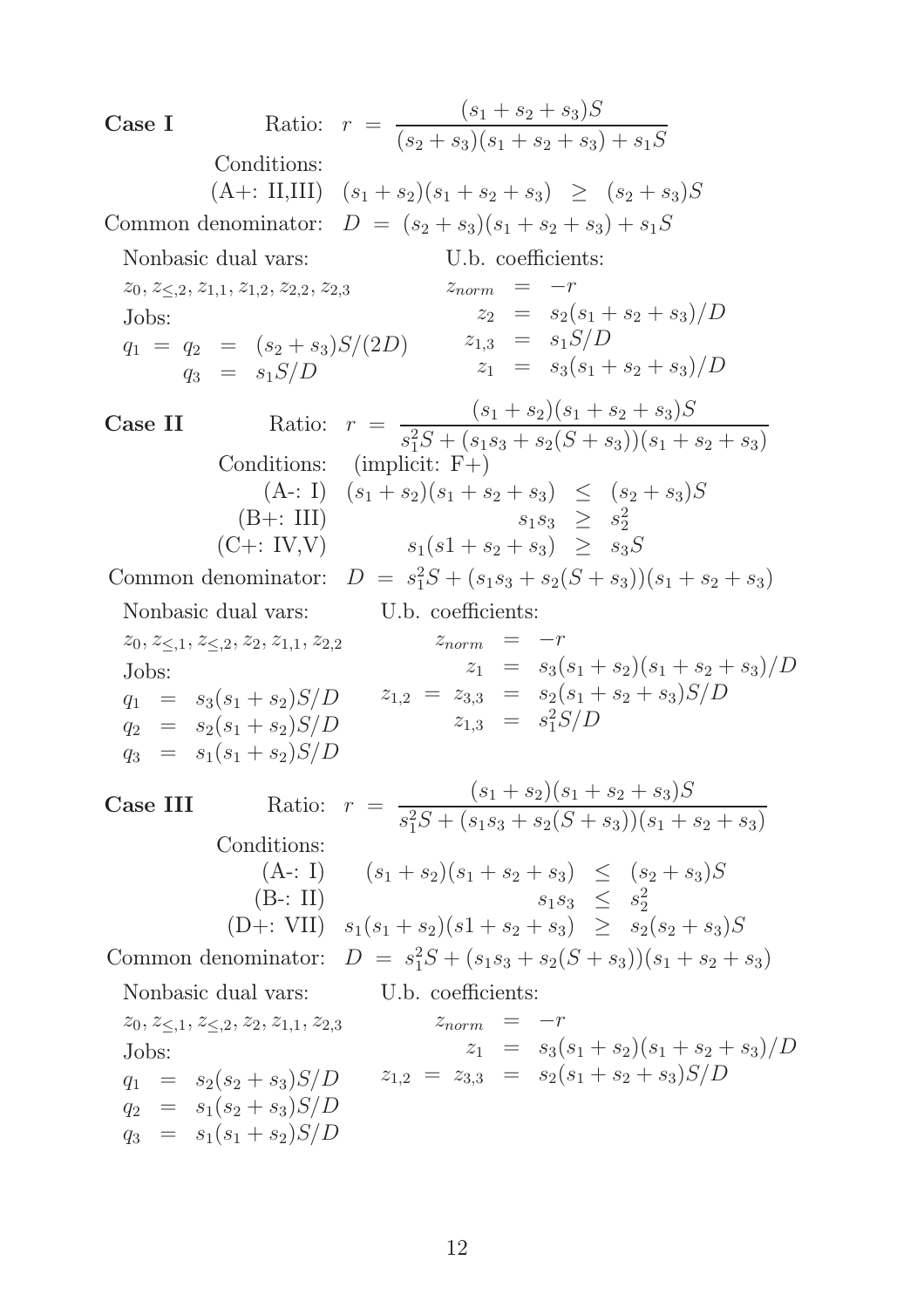**Case I** Ratio: $r = \dfrac{(s_1+s_2+s_3)S}{(s_2+s_3)(s_1+s_2+s_3)+s_1S}$

Conditions:

(A+: II,III) $(s_1+s_2)(s_1+s_2+s_3) \;\geq\; (s_2+s_3)S$

Common denominator: $D \;=\; (s_2+s_3)(s_1+s_2+s_3)+s_1S$

Nonbasic dual vars: $z_0, z_{\leq,2}, z_{1,1}, z_{1,2}, z_{2,2}, z_{2,3}$

Jobs:

$q_1 \;=\; q_2 \;=\; (s_2+s_3)S/(2D)$

$q_3 \;=\; s_1S/D$

U.b. coefficients:

$z_{norm} \;=\; -r$

$z_2 \;=\; s_2(s_1+s_2+s_3)/D$

$z_{1,3} \;=\; s_1S/D$

$z_1 \;=\; s_3(s_1+s_2+s_3)/D$

**Case II** Ratio: $r = \dfrac{(s_1+s_2)(s_1+s_2+s_3)S}{s_1^2S+(s_1s_3+s_2(S+s_3))(s_1+s_2+s_3)}$

Conditions: (implicit: F+)

(A-: I) $(s_1+s_2)(s_1+s_2+s_3) \;\leq\; (s_2+s_3)S$

(B+: III) $s_1s_3 \;\geq\; s_2^2$

(C+: IV,V) $s_1(s1+s_2+s_3) \;\geq\; s_3S$

Common denominator: $D \;=\; s_1^2S+(s_1s_3+s_2(S+s_3))(s_1+s_2+s_3)$

Nonbasic dual vars: $z_0, z_{\leq,1}, z_{\leq,2}, z_2, z_{1,1}, z_{2,2}$

Jobs:

$q_1 \;=\; s_3(s_1+s_2)S/D$

$q_2 \;=\; s_2(s_1+s_2)S/D$

$q_3 \;=\; s_1(s_1+s_2)S/D$

U.b. coefficients:

$z_{norm} \;=\; -r$

$z_1 \;=\; s_3(s_1+s_2)(s_1+s_2+s_3)/D$

$z_{1,2} \;=\; z_{3,3} \;=\; s_2(s_1+s_2+s_3)S/D$

$z_{1,3} \;=\; s_1^2S/D$

**Case III** Ratio: $r = \dfrac{(s_1+s_2)(s_1+s_2+s_3)S}{s_1^2S+(s_1s_3+s_2(S+s_3))(s_1+s_2+s_3)}$

Conditions:

(A-: I) $(s_1+s_2)(s_1+s_2+s_3) \;\leq\; (s_2+s_3)S$

(B-: II) $s_1s_3 \;\leq\; s_2^2$

(D+: VII) $s_1(s_1+s_2)(s1+s_2+s_3) \;\geq\; s_2(s_2+s_3)S$

Common denominator: $D \;=\; s_1^2S+(s_1s_3+s_2(S+s_3))(s_1+s_2+s_3)$

Nonbasic dual vars: $z_0, z_{\leq,1}, z_{\leq,2}, z_2, z_{1,1}, z_{2,3}$

Jobs:

$q_1 \;=\; s_2(s_2+s_3)S/D$

$q_2 \;=\; s_1(s_2+s_3)S/D$

$q_3 \;=\; s_1(s_1+s_2)S/D$

U.b. coefficients:

$z_{norm} \;=\; -r$

$z_1 \;=\; s_3(s_1+s_2)(s_1+s_2+s_3)/D$

$z_{1,2} \;=\; z_{3,3} \;=\; s_2(s_1+s_2+s_3)S/D$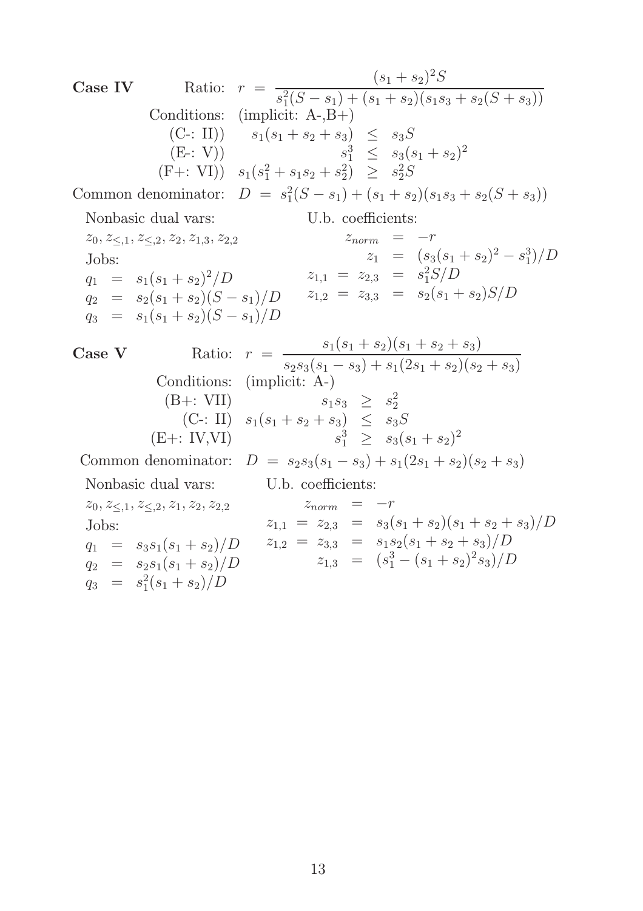**Case IV** Ratio: $r = \dfrac{(s_1+s_2)^2 S}{s_1^2(S-s_1)+(s_1+s_2)(s_1 s_3 + s_2(S+s_3))}$

Conditions: (implicit: A-,B+)

$$\begin{aligned}
&\text{(C-: II))} & s_1(s_1+s_2+s_3) &\leq s_3 S \\
&\text{(E-: V))} & s_1^3 &\leq s_3(s_1+s_2)^2 \\
&\text{(F+: VI))} & s_1(s_1^2+s_1 s_2+s_2^2) &\geq s_2^2 S
\end{aligned}$$

Common denominator: $D = s_1^2(S-s_1)+(s_1+s_2)(s_1 s_3 + s_2(S+s_3))$

Nonbasic dual vars:

$z_0, z_{\leq,1}, z_{\leq,2}, z_2, z_{1,3}, z_{2,2}$

Jobs:

$$\begin{aligned}
q_1 &= s_1(s_1+s_2)^2/D \\
q_2 &= s_2(s_1+s_2)(S-s_1)/D \\
q_3 &= s_1(s_1+s_2)(S-s_1)/D
\end{aligned}$$

U.b. coefficients:

$$\begin{aligned}
z_{norm} &= -r \\
z_1 &= (s_3(s_1+s_2)^2 - s_1^3)/D \\
z_{1,1} = z_{2,3} &= s_1^2 S/D \\
z_{1,2} = z_{3,3} &= s_2(s_1+s_2)S/D
\end{aligned}$$

**Case V** Ratio: $r = \dfrac{s_1(s_1+s_2)(s_1+s_2+s_3)}{s_2 s_3(s_1-s_3)+s_1(2s_1+s_2)(s_2+s_3)}$

Conditions: (implicit: A-)

$$\begin{aligned}
&\text{(B+: VII)} & s_1 s_3 &\geq s_2^2 \\
&\text{(C-: II)} & s_1(s_1+s_2+s_3) &\leq s_3 S \\
&\text{(E+: IV,VI)} & s_1^3 &\geq s_3(s_1+s_2)^2
\end{aligned}$$

Common denominator: $D = s_2 s_3(s_1-s_3)+s_1(2s_1+s_2)(s_2+s_3)$

Nonbasic dual vars:

$z_0, z_{\leq,1}, z_{\leq,2}, z_1, z_2, z_{2,2}$

Jobs:

$$\begin{aligned}
q_1 &= s_3 s_1(s_1+s_2)/D \\
q_2 &= s_2 s_1(s_1+s_2)/D \\
q_3 &= s_1^2(s_1+s_2)/D
\end{aligned}$$

U.b. coefficients:

$$\begin{aligned}
z_{norm} &= -r \\
z_{1,1} = z_{2,3} &= s_3(s_1+s_2)(s_1+s_2+s_3)/D \\
z_{1,2} = z_{3,3} &= s_1 s_2(s_1+s_2+s_3)/D \\
z_{1,3} &= (s_1^3 - (s_1+s_2)^2 s_3)/D
\end{aligned}$$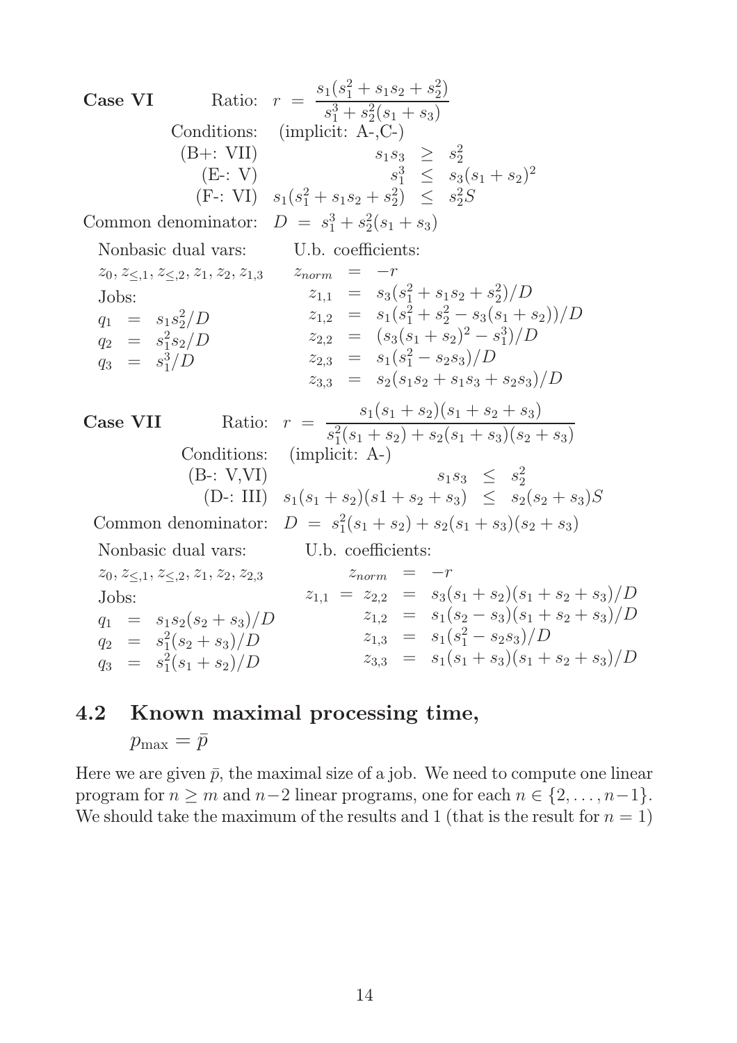**Case VI** Ratio: $r = \dfrac{s_1(s_1^2 + s_1 s_2 + s_2^2)}{s_1^3 + s_2^2(s_1 + s_3)}$

Conditions: (implicit: A-,C-)

(B+: VII) $s_1 s_3 \geq s_2^2$

(E-: V) $s_1^3 \leq s_3(s_1 + s_2)^2$

(F-: VI) $s_1(s_1^2 + s_1 s_2 + s_2^2) \leq s_2^2 S$

Common denominator: $D = s_1^3 + s_2^2(s_1 + s_3)$

Nonbasic dual vars: $z_0, z_{\leq,1}, z_{\leq,2}, z_1, z_2, z_{1,3}$

Jobs:

$q_1 = s_1 s_2^2/D$

$q_2 = s_1^2 s_2/D$

$q_3 = s_1^3/D$

U.b. coefficients:

$z_{norm} = -r$

$z_{1,1} = s_3(s_1^2 + s_1 s_2 + s_2^2)/D$

$z_{1,2} = s_1(s_1^2 + s_2^2 - s_3(s_1 + s_2))/D$

$z_{2,2} = (s_3(s_1 + s_2)^2 - s_1^3)/D$

$z_{2,3} = s_1(s_1^2 - s_2 s_3)/D$

$z_{3,3} = s_2(s_1 s_2 + s_1 s_3 + s_2 s_3)/D$

**Case VII** Ratio: $r = \dfrac{s_1(s_1 + s_2)(s_1 + s_2 + s_3)}{s_1^2(s_1 + s_2) + s_2(s_1 + s_3)(s_2 + s_3)}$

Conditions: (implicit: A-)

(B-: V,VI) $s_1 s_3 \leq s_2^2$

(D-: III) $s_1(s_1 + s_2)(s1 + s_2 + s_3) \leq s_2(s_2 + s_3)S$

Common denominator: $D = s_1^2(s_1 + s_2) + s_2(s_1 + s_3)(s_2 + s_3)$

Nonbasic dual vars: $z_0, z_{\leq,1}, z_{\leq,2}, z_1, z_2, z_{2,3}$

Jobs:

$q_1 = s_1 s_2(s_2 + s_3)/D$

$q_2 = s_1^2(s_2 + s_3)/D$

$q_3 = s_1^2(s_1 + s_2)/D$

U.b. coefficients:

$z_{norm} = -r$

$z_{1,1} = z_{2,2} = s_3(s_1 + s_2)(s_1 + s_2 + s_3)/D$

$z_{1,2} = s_1(s_2 - s_3)(s_1 + s_2 + s_3)/D$

$z_{1,3} = s_1(s_1^2 - s_2 s_3)/D$

$z_{3,3} = s_1(s_1 + s_3)(s_1 + s_2 + s_3)/D$

## 4.2 Known maximal processing time, $p_{\max} = \bar{p}$

Here we are given $\bar{p}$, the maximal size of a job. We need to compute one linear program for $n \geq m$ and $n-2$ linear programs, one for each $n \in \{2, \ldots, n-1\}$. We should take the maximum of the results and 1 (that is the result for $n = 1$)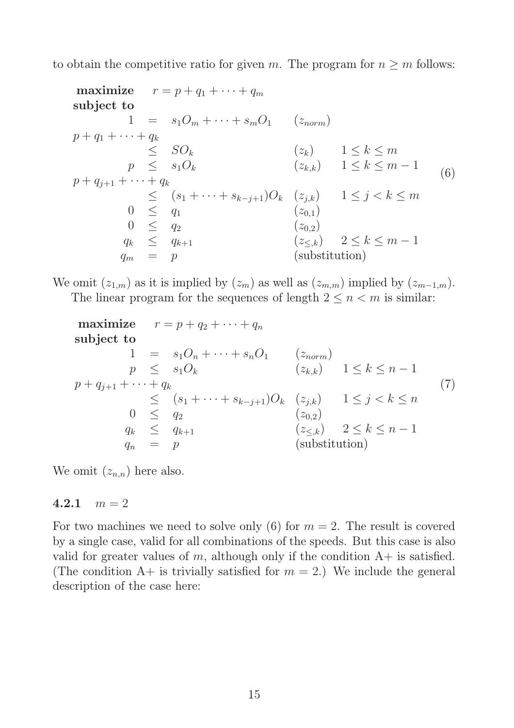to obtain the competitive ratio for given $m$. The program for $n \geq m$ follows:

$$
\begin{array}{rcllr}
\textbf{maximize} & & r = p + q_1 + \cdots + q_m & & \\
\textbf{subject to} & & & & \\
1 & = & s_1 O_m + \cdots + s_m O_1 & (z_{norm}) & \\
p + q_1 + \cdots + q_k & \leq & SO_k & (z_k) & 1 \leq k \leq m \\
p & \leq & s_1 O_k & (z_{k,k}) & 1 \leq k \leq m-1 \\
p + q_{j+1} + \cdots + q_k & \leq & (s_1 + \cdots + s_{k-j+1}) O_k & (z_{j,k}) & 1 \leq j < k \leq m \\
0 & \leq & q_1 & (z_{0,1}) & \\
0 & \leq & q_2 & (z_{0,2}) & \\
q_k & \leq & q_{k+1} & (z_{\leq,k}) & 2 \leq k \leq m-1 \\
q_m & = & p & \text{(substitution)} &
\end{array}
\tag{6}
$$

We omit $(z_{1,m})$ as it is implied by $(z_m)$ as well as $(z_{m,m})$ implied by $(z_{m-1,m})$.

The linear program for the sequences of length $2 \leq n < m$ is similar:

$$
\begin{array}{rcllr}
\textbf{maximize} & & r = p + q_2 + \cdots + q_n & & \\
\textbf{subject to} & & & & \\
1 & = & s_1 O_n + \cdots + s_n O_1 & (z_{norm}) & \\
p & \leq & s_1 O_k & (z_{k,k}) & 1 \leq k \leq n-1 \\
p + q_{j+1} + \cdots + q_k & \leq & (s_1 + \cdots + s_{k-j+1}) O_k & (z_{j,k}) & 1 \leq j < k \leq n \\
0 & \leq & q_2 & (z_{0,2}) & \\
q_k & \leq & q_{k+1} & (z_{\leq,k}) & 2 \leq k \leq n-1 \\
q_n & = & p & \text{(substitution)} &
\end{array}
\tag{7}
$$

We omit $(z_{n,n})$ here also.

#### 4.2.1 $m = 2$

For two machines we need to solve only (6) for $m = 2$. The result is covered by a single case, valid for all combinations of the speeds. But this case is also valid for greater values of $m$, although only if the condition A+ is satisfied. (The condition A+ is trivially satisfied for $m = 2$.) We include the general description of the case here: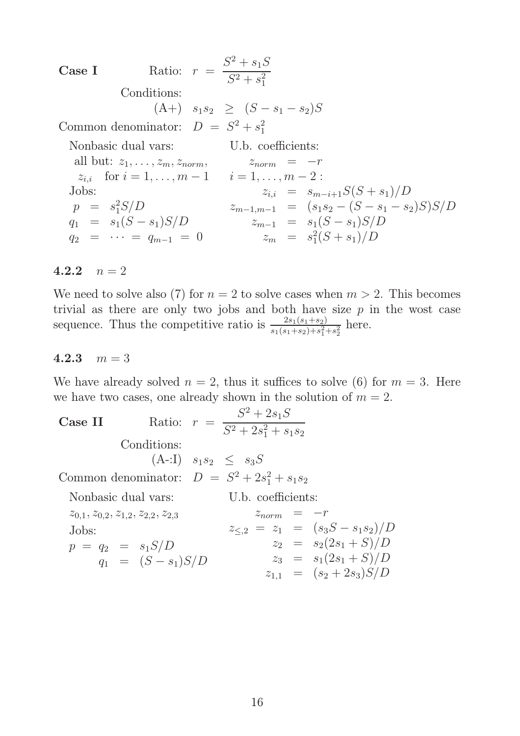**Case I** Ratio: $r = \dfrac{S^2 + s_1 S}{S^2 + s_1^2}$

Conditions:

(A+) $s_1 s_2 \geq (S - s_1 - s_2)S$

Common denominator: $D = S^2 + s_1^2$

| Nonbasic dual vars: | U.b. coefficients: |
|---|---|
| all but: $z_1, \ldots, z_m, z_{norm}$, | $z_{norm} = -r$ |
| $z_{i,i}$ for $i = 1, \ldots, m-1$ | $i = 1, \ldots, m-2$ : |
| Jobs: | $z_{i,i} = s_{m-i+1} S(S + s_1)/D$ |
| $p = s_1^2 S/D$ | $z_{m-1,m-1} = (s_1 s_2 - (S - s_1 - s_2)S)S/D$ |
| $q_1 = s_1(S - s_1)S/D$ | $z_{m-1} = s_1(S - s_1)S/D$ |
| $q_2 = \cdots = q_{m-1} = 0$ | $z_m = s_1^2(S + s_1)/D$ |

### 4.2.2 $n = 2$

We need to solve also (7) for $n = 2$ to solve cases when $m > 2$. This becomes trivial as there are only two jobs and both have size $p$ in the wost case sequence. Thus the competitive ratio is $\frac{2s_1(s_1+s_2)}{s_1(s_1+s_2)+s_1^2+s_2^2}$ here.

### 4.2.3 $m = 3$

We have already solved $n = 2$, thus it suffices to solve (6) for $m = 3$. Here we have two cases, one already shown in the solution of $m = 2$.

**Case II** Ratio: $r = \dfrac{S^2 + 2s_1 S}{S^2 + 2s_1^2 + s_1 s_2}$

Conditions:

(A-:I) $s_1 s_2 \leq s_3 S$

Common denominator: $D = S^2 + 2s_1^2 + s_1 s_2$

| Nonbasic dual vars: | U.b. coefficients: |
|---|---|
| $z_{0,1}, z_{0,2}, z_{1,2}, z_{2,2}, z_{2,3}$ | $z_{norm} = -r$ |
| Jobs: | $z_{\leq,2} = z_1 = (s_3 S - s_1 s_2)/D$ |
| $p = q_2 = s_1 S/D$ | $z_2 = s_2(2s_1 + S)/D$ |
| $q_1 = (S - s_1)S/D$ | $z_3 = s_1(2s_1 + S)/D$ |
| | $z_{1,1} = (s_2 + 2s_3)S/D$ |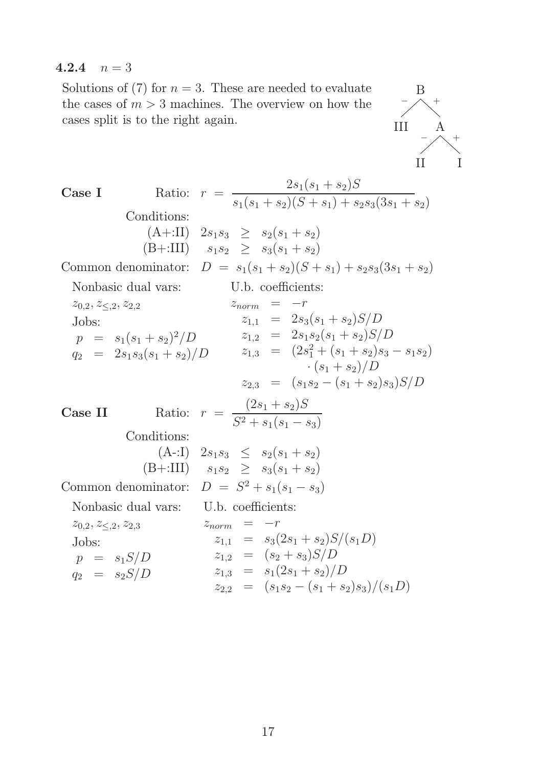### 4.2.4 $n = 3$

Solutions of (7) for $n = 3$. These are needed to evaluate the cases of $m > 3$ machines. The overview on how the cases split is to the right again.

```
        B
      -/ \+
     III   A
         -/ \+
         II   I
```

**Case I** Ratio: $r = \dfrac{2s_1(s_1+s_2)S}{s_1(s_1+s_2)(S+s_1)+s_2s_3(3s_1+s_2)}$

Conditions:

(A+:II) $2s_1s_3 \geq s_2(s_1+s_2)$

(B+:III) $s_1s_2 \geq s_3(s_1+s_2)$

Common denominator: $D = s_1(s_1+s_2)(S+s_1)+s_2s_3(3s_1+s_2)$

Nonbasic dual vars: $z_{0,2}, z_{\leq,2}, z_{2,2}$

Jobs:

$p = s_1(s_1+s_2)^2/D$

$q_2 = 2s_1s_3(s_1+s_2)/D$

U.b. coefficients:

$z_{norm} = -r$

$z_{1,1} = 2s_3(s_1+s_2)S/D$

$z_{1,2} = 2s_1s_2(s_1+s_2)S/D$

$z_{1,3} = (2s_1^2+(s_1+s_2)s_3-s_1s_2) \cdot (s_1+s_2)/D$

$z_{2,3} = (s_1s_2-(s_1+s_2)s_3)S/D$

**Case II** Ratio: $r = \dfrac{(2s_1+s_2)S}{S^2+s_1(s_1-s_3)}$

Conditions:

(A-:I) $2s_1s_3 \leq s_2(s_1+s_2)$

(B+:III) $s_1s_2 \geq s_3(s_1+s_2)$

Common denominator: $D = S^2+s_1(s_1-s_3)$

Nonbasic dual vars: $z_{0,2}, z_{\leq,2}, z_{2,3}$

Jobs:

$p = s_1S/D$

$q_2 = s_2S/D$

U.b. coefficients:

$z_{norm} = -r$

$z_{1,1} = s_3(2s_1+s_2)S/(s_1D)$

$z_{1,2} = (s_2+s_3)S/D$

$z_{1,3} = s_1(2s_1+s_2)/D$

$z_{2,2} = (s_1s_2-(s_1+s_2)s_3)/(s_1D)$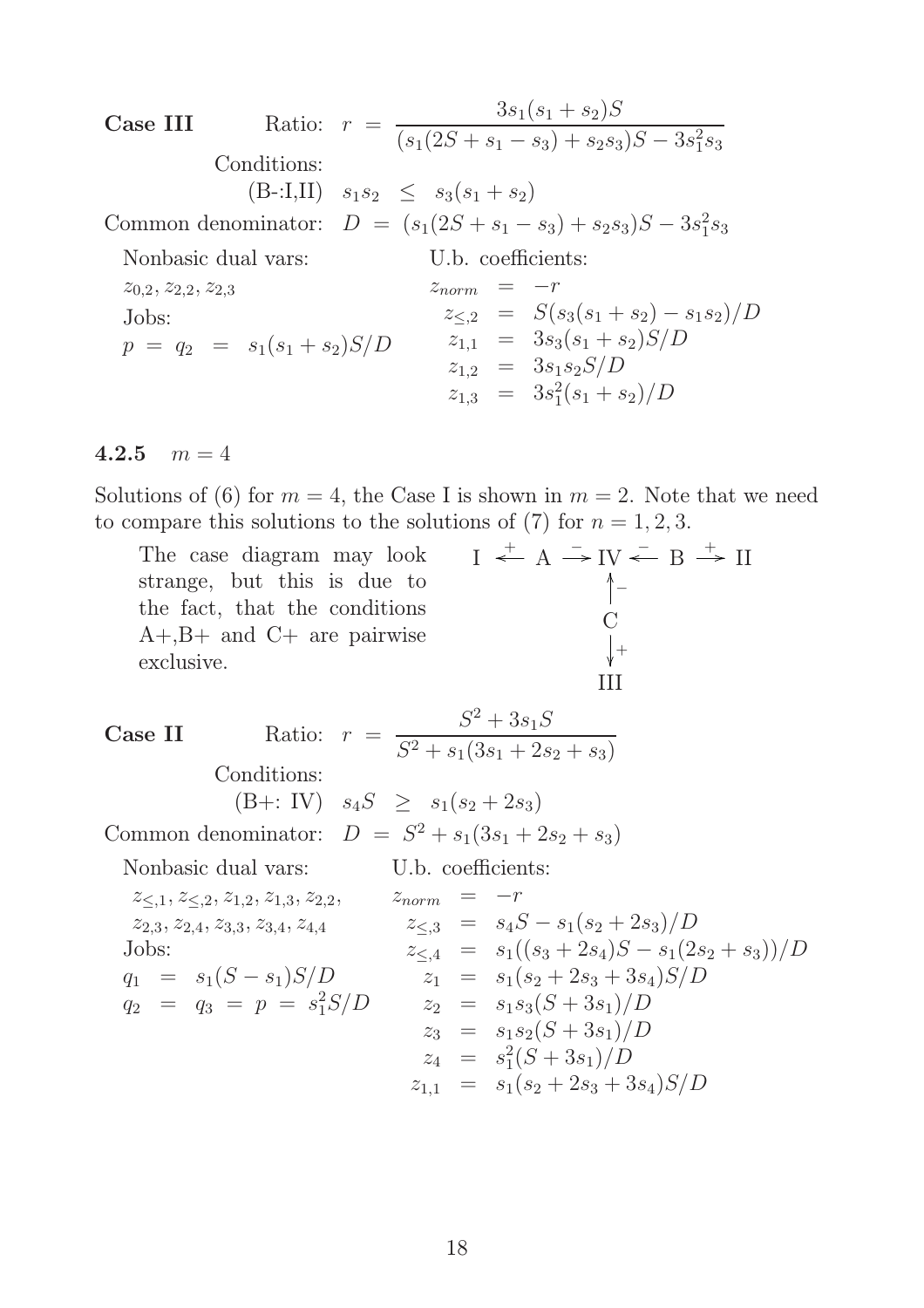**Case III** Ratio: $r = \dfrac{3s_1(s_1+s_2)S}{(s_1(2S+s_1-s_3)+s_2s_3)S - 3s_1^2s_3}$

Conditions:

(B-:I,II) $s_1s_2 \leq s_3(s_1+s_2)$

Common denominator: $D = (s_1(2S+s_1-s_3)+s_2s_3)S - 3s_1^2s_3$

Nonbasic dual vars:

$z_{0,2}, z_{2,2}, z_{2,3}$

Jobs:

$p = q_2 = s_1(s_1+s_2)S/D$

U.b. coefficients:

$$
\begin{aligned}
z_{norm} &= -r \\
z_{\leq,2} &= S(s_3(s_1+s_2)-s_1s_2)/D \\
z_{1,1} &= 3s_3(s_1+s_2)S/D \\
z_{1,2} &= 3s_1s_2S/D \\
z_{1,3} &= 3s_1^2(s_1+s_2)/D
\end{aligned}
$$

### 4.2.5 $m = 4$

Solutions of (6) for $m = 4$, the Case I is shown in $m = 2$. Note that we need to compare this solutions to the solutions of (7) for $n = 1, 2, 3$.

The case diagram may look strange, but this is due to the fact, that the conditions A+,B+ and C+ are pairwise exclusive.

$$
\mathrm{I} \xleftarrow{+} \mathrm{A} \xrightarrow{-} \mathrm{IV} \xleftarrow{-} \mathrm{B} \xrightarrow{+} \mathrm{II}
$$

$$
\mathrm{C} \xrightarrow{-} \mathrm{IV}, \quad \mathrm{C} \xrightarrow{+} \mathrm{III}
$$

**Case II** Ratio: $r = \dfrac{S^2+3s_1S}{S^2+s_1(3s_1+2s_2+s_3)}$

Conditions:

(B+: IV) $s_4S \geq s_1(s_2+2s_3)$

Common denominator: $D = S^2+s_1(3s_1+2s_2+s_3)$

Nonbasic dual vars:

$z_{\leq,1}, z_{\leq,2}, z_{1,2}, z_{1,3}, z_{2,2}, z_{2,3}, z_{2,4}, z_{3,3}, z_{3,4}, z_{4,4}$

Jobs:

$q_1 = s_1(S-s_1)S/D$

$q_2 = q_3 = p = s_1^2S/D$

U.b. coefficients:

$$
\begin{aligned}
z_{norm} &= -r \\
z_{\leq,3} &= s_4S - s_1(s_2+2s_3)/D \\
z_{\leq,4} &= s_1((s_3+2s_4)S - s_1(2s_2+s_3))/D \\
z_1 &= s_1(s_2+2s_3+3s_4)S/D \\
z_2 &= s_1s_3(S+3s_1)/D \\
z_3 &= s_1s_2(S+3s_1)/D \\
z_4 &= s_1^2(S+3s_1)/D \\
z_{1,1} &= s_1(s_2+2s_3+3s_4)S/D
\end{aligned}
$$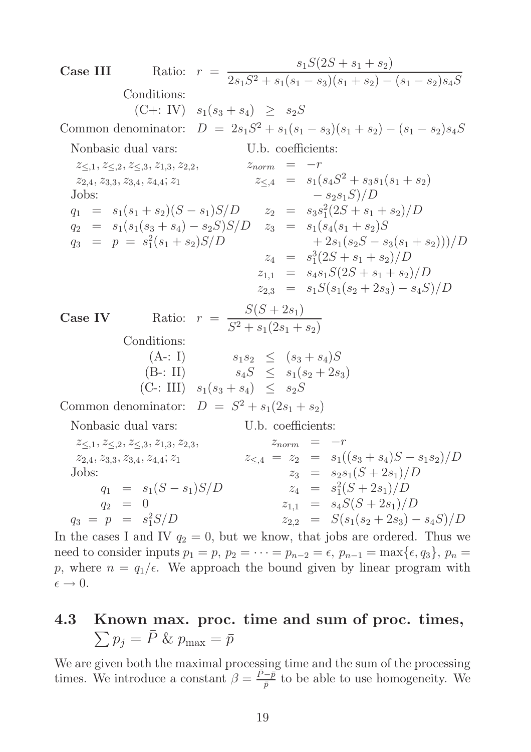**Case III** Ratio: $r = \dfrac{s_1 S(2S + s_1 + s_2)}{2s_1 S^2 + s_1(s_1 - s_3)(s_1 + s_2) - (s_1 - s_2)s_4 S}$

Conditions:

(C+: IV) $s_1(s_3 + s_4) \geq s_2 S$

Common denominator: $D = 2s_1 S^2 + s_1(s_1 - s_3)(s_1 + s_2) - (s_1 - s_2)s_4 S$

Nonbasic dual vars:

$z_{\leq,1}, z_{\leq,2}, z_{\leq,3}, z_{1,3}, z_{2,2}, z_{2,4}, z_{3,3}, z_{3,4}, z_{4,4}; z_1$

Jobs:

$$q_1 = s_1(s_1 + s_2)(S - s_1)S/D$$
$$q_2 = s_1(s_1(s_3 + s_4) - s_2 S)S/D$$
$$q_3 = p = s_1^2(s_1 + s_2)S/D$$

U.b. coefficients:

$$z_{norm} = -r$$
$$z_{\leq,4} = s_1(s_4 S^2 + s_3 s_1(s_1 + s_2) - s_2 s_1 S)/D$$
$$z_2 = s_3 s_1^2(2S + s_1 + s_2)/D$$
$$z_3 = s_1(s_4(s_1 + s_2)S + 2s_1(s_2 S - s_3(s_1 + s_2)))/D$$
$$z_4 = s_1^3(2S + s_1 + s_2)/D$$
$$z_{1,1} = s_4 s_1 S(2S + s_1 + s_2)/D$$
$$z_{2,3} = s_1 S(s_1(s_2 + 2s_3) - s_4 S)/D$$

**Case IV** Ratio: $r = \dfrac{S(S + 2s_1)}{S^2 + s_1(2s_1 + s_2)}$

Conditions:

(A-: I) $s_1 s_2 \leq (s_3 + s_4)S$

(B-: II) $s_4 S \leq s_1(s_2 + 2s_3)$

(C-: III) $s_1(s_3 + s_4) \leq s_2 S$

Common denominator: $D = S^2 + s_1(2s_1 + s_2)$

Nonbasic dual vars:

$z_{\leq,1}, z_{\leq,2}, z_{\leq,3}, z_{1,3}, z_{2,3}, z_{2,4}, z_{3,3}, z_{3,4}, z_{4,4}; z_1$

Jobs:

$$q_1 = s_1(S - s_1)S/D$$
$$q_2 = 0$$
$$q_3 = p = s_1^2 S/D$$

U.b. coefficients:

$$z_{norm} = -r$$
$$z_{\leq,4} = z_2 = s_1((s_3 + s_4)S - s_1 s_2)/D$$
$$z_3 = s_2 s_1(S + 2s_1)/D$$
$$z_4 = s_1^2(S + 2s_1)/D$$
$$z_{1,1} = s_4 S(S + 2s_1)/D$$
$$z_{2,2} = S(s_1(s_2 + 2s_3) - s_4 S)/D$$

In the cases I and IV $q_2 = 0$, but we know, that jobs are ordered. Thus we need to consider inputs $p_1 = p$, $p_2 = \cdots = p_{n-2} = \epsilon$, $p_{n-1} = \max\{\epsilon, q_3\}$, $p_n = p$, where $n = q_1/\epsilon$. We approach the bound given by linear program with $\epsilon \to 0$.

### 4.3 Known max. proc. time and sum of proc. times, $\sum p_j = \bar{P}$ & $p_{\max} = \bar{p}$

We are given both the maximal processing time and the sum of the processing times. We introduce a constant $\beta = \frac{\bar{P} - \bar{p}}{\bar{p}}$ to be able to use homogeneity. We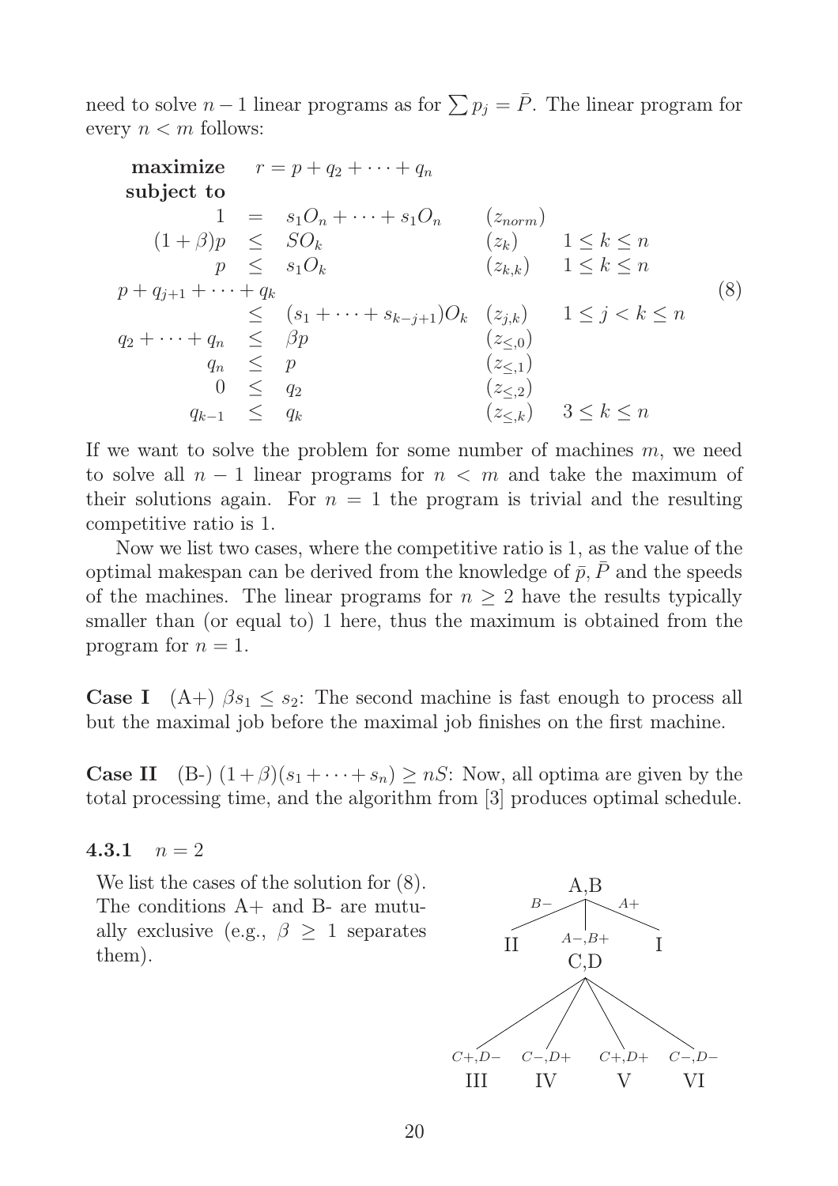need to solve $n-1$ linear programs as for $\sum p_j = \bar{P}$. The linear program for every $n < m$ follows:

$$
\begin{array}{rcllr}
\textbf{maximize} & & r = p + q_2 + \cdots + q_n & & \\
\textbf{subject to} & & & & \\
1 & = & s_1 O_n + \cdots + s_1 O_n & (z_{norm}) & \\
(1+\beta)p & \leq & S O_k & (z_k) & 1 \leq k \leq n \\
p & \leq & s_1 O_k & (z_{k,k}) & 1 \leq k \leq n \\
p + q_{j+1} + \cdots + q_k & & & & \\
 & \leq & (s_1 + \cdots + s_{k-j+1}) O_k & (z_{j,k}) & 1 \leq j < k \leq n \\
q_2 + \cdots + q_n & \leq & \beta p & (z_{\leq,0}) & \\
q_n & \leq & p & (z_{\leq,1}) & \\
0 & \leq & q_2 & (z_{\leq,2}) & \\
q_{k-1} & \leq & q_k & (z_{\leq,k}) & 3 \leq k \leq n
\end{array}
\qquad (8)
$$

If we want to solve the problem for some number of machines $m$, we need to solve all $n-1$ linear programs for $n < m$ and take the maximum of their solutions again. For $n = 1$ the program is trivial and the resulting competitive ratio is 1.

Now we list two cases, where the competitive ratio is 1, as the value of the optimal makespan can be derived from the knowledge of $\bar{p}, \bar{P}$ and the speeds of the machines. The linear programs for $n \geq 2$ have the results typically smaller than (or equal to) 1 here, thus the maximum is obtained from the program for $n = 1$.

**Case I** (A+) $\beta s_1 \leq s_2$: The second machine is fast enough to process all but the maximal job before the maximal job finishes on the first machine.

**Case II** (B-) $(1+\beta)(s_1 + \cdots + s_n) \geq nS$: Now, all optima are given by the total processing time, and the algorithm from [3] produces optimal schedule.

### 4.3.1 $n = 2$

We list the cases of the solution for (8). The conditions A+ and B- are mutually exclusive (e.g., $\beta \geq 1$ separates them).

```
                A,B
          B-     |     A+
        /        |        \
      II      A-,B+        I
                C,D
       /      /     \      \
  C+,D-   C-,D+   C+,D+   C-,D-
   III     IV       V       VI
```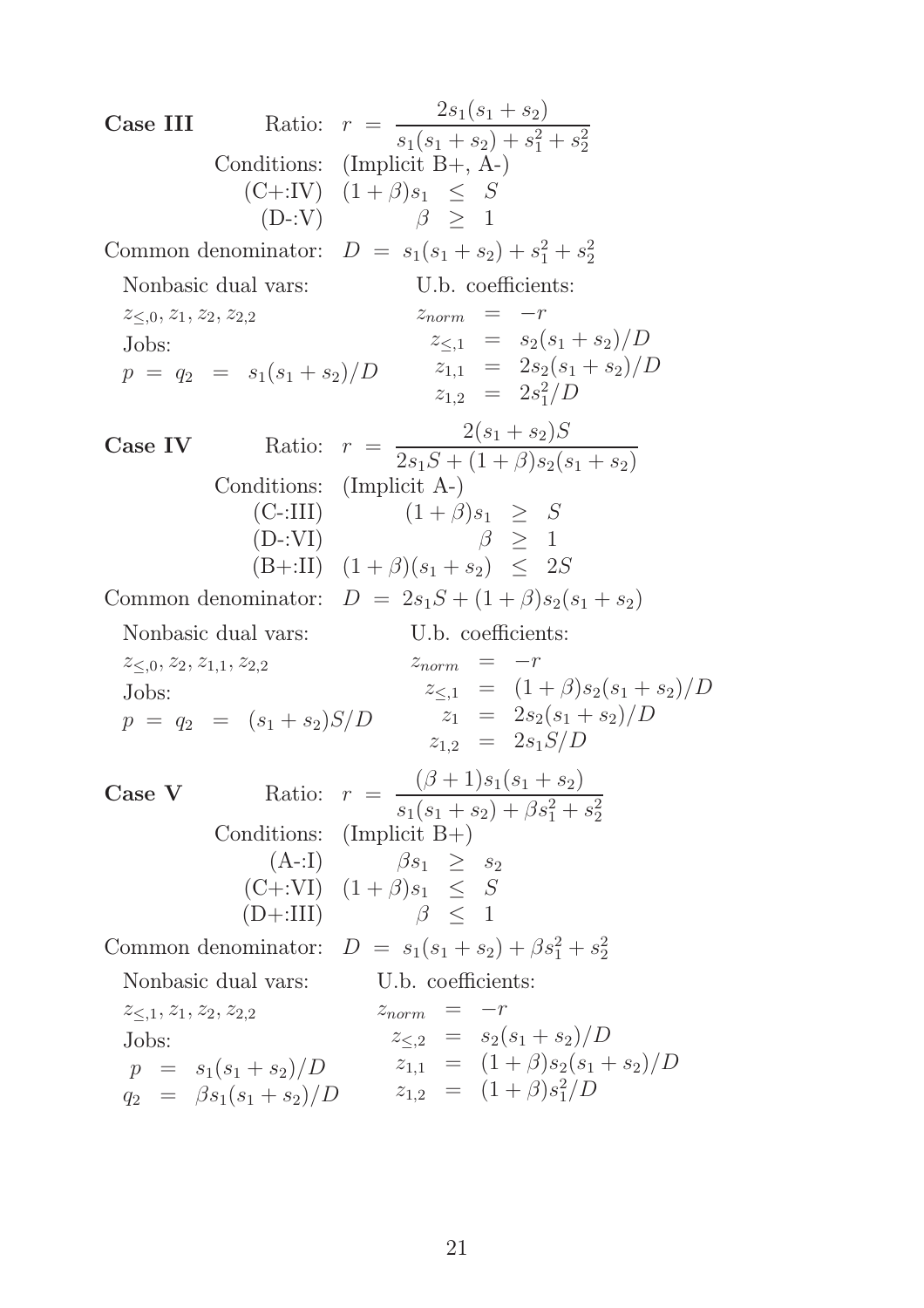**Case III** Ratio: $r = \dfrac{2s_1(s_1+s_2)}{s_1(s_1+s_2)+s_1^2+s_2^2}$

Conditions: (Implicit B+, A-)

$$\begin{array}{ll} \text{(C+:IV)} & (1+\beta)s_1 \ \leq \ S \\ \text{(D-:V)} & \beta \ \geq \ 1 \end{array}$$

Common denominator: $D = s_1(s_1+s_2)+s_1^2+s_2^2$

Nonbasic dual vars: $z_{\leq,0}, z_1, z_2, z_{2,2}$

Jobs: $p = q_2 = s_1(s_1+s_2)/D$

U.b. coefficients:

$$\begin{aligned} z_{norm} &= -r \\ z_{\leq,1} &= s_2(s_1+s_2)/D \\ z_{1,1} &= 2s_2(s_1+s_2)/D \\ z_{1,2} &= 2s_1^2/D \end{aligned}$$

**Case IV** Ratio: $r = \dfrac{2(s_1+s_2)S}{2s_1S+(1+\beta)s_2(s_1+s_2)}$

Conditions: (Implicit A-)

$$\begin{array}{ll} \text{(C-:III)} & (1+\beta)s_1 \ \geq \ S \\ \text{(D-:VI)} & \beta \ \geq \ 1 \\ \text{(B+:II)} & (1+\beta)(s_1+s_2) \ \leq \ 2S \end{array}$$

Common denominator: $D = 2s_1S+(1+\beta)s_2(s_1+s_2)$

Nonbasic dual vars: $z_{\leq,0}, z_2, z_{1,1}, z_{2,2}$

Jobs: $p = q_2 = (s_1+s_2)S/D$

U.b. coefficients:

$$\begin{aligned} z_{norm} &= -r \\ z_{\leq,1} &= (1+\beta)s_2(s_1+s_2)/D \\ z_1 &= 2s_2(s_1+s_2)/D \\ z_{1,2} &= 2s_1S/D \end{aligned}$$

**Case V** Ratio: $r = \dfrac{(\beta+1)s_1(s_1+s_2)}{s_1(s_1+s_2)+\beta s_1^2+s_2^2}$

Conditions: (Implicit B+)

$$\begin{array}{ll} \text{(A-:I)} & \beta s_1 \ \geq \ s_2 \\ \text{(C+:VI)} & (1+\beta)s_1 \ \leq \ S \\ \text{(D+:III)} & \beta \ \leq \ 1 \end{array}$$

Common denominator: $D = s_1(s_1+s_2)+\beta s_1^2+s_2^2$

Nonbasic dual vars: $z_{\leq,1}, z_1, z_2, z_{2,2}$

Jobs:

$$\begin{aligned} p &= s_1(s_1+s_2)/D \\ q_2 &= \beta s_1(s_1+s_2)/D \end{aligned}$$

U.b. coefficients:

$$\begin{aligned} z_{norm} &= -r \\ z_{\leq,2} &= s_2(s_1+s_2)/D \\ z_{1,1} &= (1+\beta)s_2(s_1+s_2)/D \\ z_{1,2} &= (1+\beta)s_1^2/D \end{aligned}$$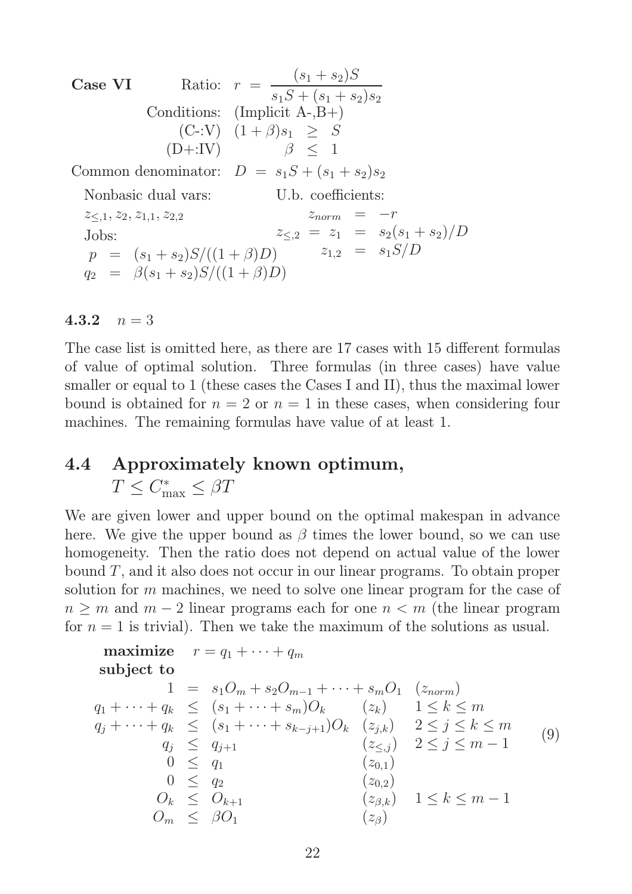**Case VI** Ratio: $r = \dfrac{(s_1+s_2)S}{s_1S+(s_1+s_2)s_2}$

Conditions: (Implicit A-,B+)

(C-:V) $(1+\beta)s_1 \geq S$

(D+:IV) $\beta \leq 1$

Common denominator: $D = s_1S+(s_1+s_2)s_2$

Nonbasic dual vars: $z_{\leq,1}, z_2, z_{1,1}, z_{2,2}$

Jobs:

$$p = (s_1+s_2)S/((1+\beta)D)$$
$$q_2 = \beta(s_1+s_2)S/((1+\beta)D)$$

U.b. coefficients:

$$z_{norm} = -r$$
$$z_{\leq,2} = z_1 = s_2(s_1+s_2)/D$$
$$z_{1,2} = s_1S/D$$

#### 4.3.2 $n = 3$

The case list is omitted here, as there are 17 cases with 15 different formulas of value of optimal solution. Three formulas (in three cases) have value smaller or equal to 1 (these cases the Cases I and II), thus the maximal lower bound is obtained for $n = 2$ or $n = 1$ in these cases, when considering four machines. The remaining formulas have value of at least 1.

## 4.4 Approximately known optimum, $T \leq C^*_{\max} \leq \beta T$

We are given lower and upper bound on the optimal makespan in advance here. We give the upper bound as $\beta$ times the lower bound, so we can use homogeneity. Then the ratio does not depend on actual value of the lower bound $T$, and it also does not occur in our linear programs. To obtain proper solution for $m$ machines, we need to solve one linear program for the case of $n \geq m$ and $m-2$ linear programs each for one $n < m$ (the linear program for $n = 1$ is trivial). Then we take the maximum of the solutions as usual.

$$
\begin{array}{rrcll}
\textbf{maximize} & r = q_1 + \cdots + q_m & & & \\
\textbf{subject to} & & & & \\
1 & = & s_1O_m + s_2O_{m-1} + \cdots + s_mO_1 & (z_{norm}) & \\
q_1 + \cdots + q_k & \leq & (s_1 + \cdots + s_m)O_k & (z_k) & 1 \leq k \leq m \\
q_j + \cdots + q_k & \leq & (s_1 + \cdots + s_{k-j+1})O_k & (z_{j,k}) & 2 \leq j \leq k \leq m \\
q_j & \leq & q_{j+1} & (z_{\leq,j}) & 2 \leq j \leq m-1 \\
0 & \leq & q_1 & (z_{0,1}) & \\
0 & \leq & q_2 & (z_{0,2}) & \\
O_k & \leq & O_{k+1} & (z_{\beta,k}) & 1 \leq k \leq m-1 \\
O_m & \leq & \beta O_1 & (z_\beta) &
\end{array}
\tag{9}
$$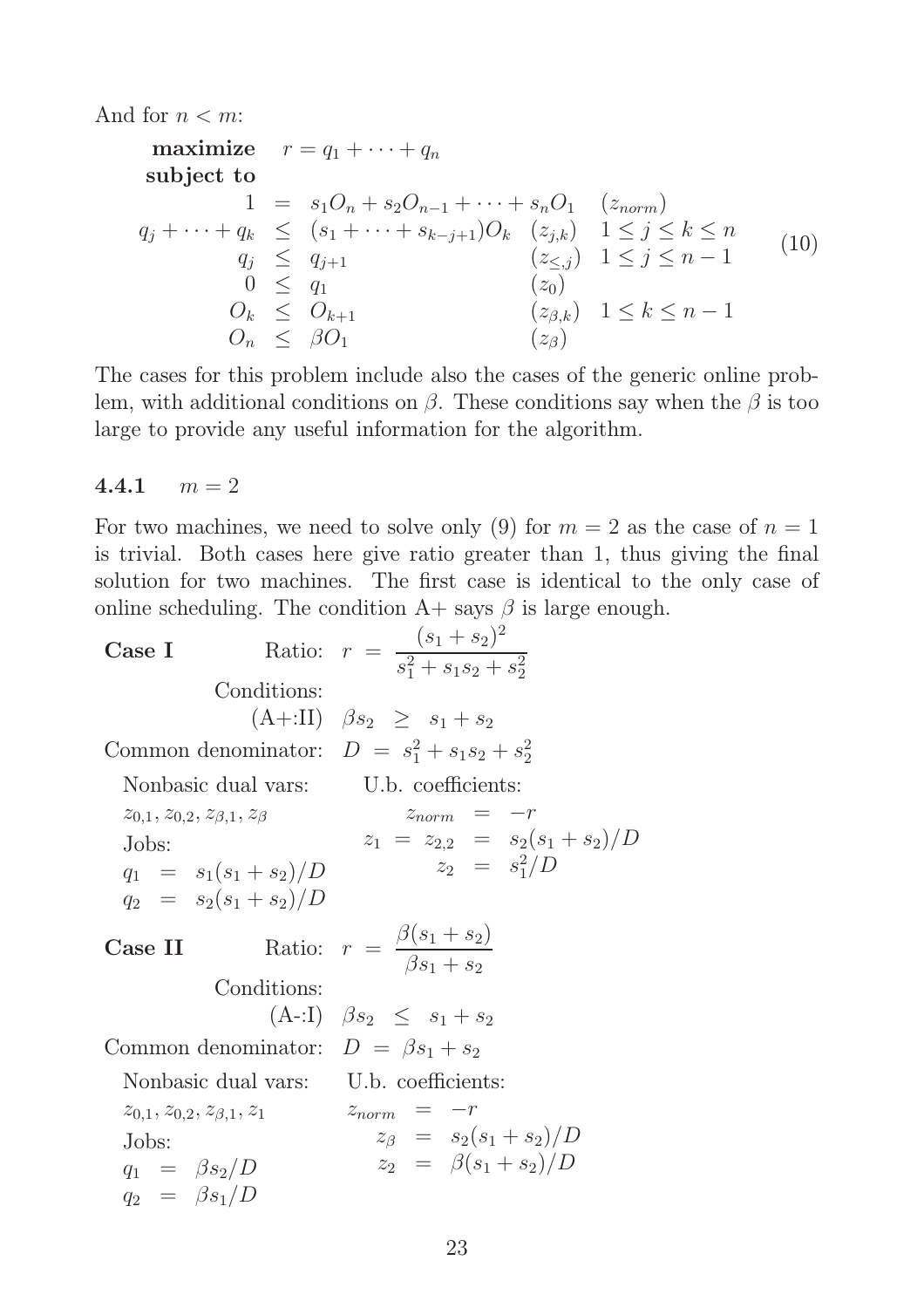And for $n < m$:

$$
\begin{array}{rrcll}
\textbf{maximize} & r = q_1 + \cdots + q_n & & & \\
\textbf{subject to} & & & & \\
& 1 & = & s_1 O_n + s_2 O_{n-1} + \cdots + s_n O_1 & (z_{norm}) \\
& q_j + \cdots + q_k & \leq & (s_1 + \cdots + s_{k-j+1}) O_k & (z_{j,k}) \quad 1 \leq j \leq k \leq n \\
& q_j & \leq & q_{j+1} & (z_{\leq,j}) \quad 1 \leq j \leq n-1 \\
& 0 & \leq & q_1 & (z_0) \\
& O_k & \leq & O_{k+1} & (z_{\beta,k}) \quad 1 \leq k \leq n-1 \\
& O_n & \leq & \beta O_1 & (z_\beta)
\end{array}
\tag{10}
$$

The cases for this problem include also the cases of the generic online problem, with additional conditions on $\beta$. These conditions say when the $\beta$ is too large to provide any useful information for the algorithm.

### 4.4.1 $m = 2$

For two machines, we need to solve only (9) for $m = 2$ as the case of $n = 1$ is trivial. Both cases here give ratio greater than 1, thus giving the final solution for two machines. The first case is identical to the only case of online scheduling. The condition A+ says $\beta$ is large enough.

**Case I** Ratio: $r = \dfrac{(s_1 + s_2)^2}{s_1^2 + s_1 s_2 + s_2^2}$

Conditions:

(A+:II) $\beta s_2 \geq s_1 + s_2$

Common denominator: $D = s_1^2 + s_1 s_2 + s_2^2$

Nonbasic dual vars: $z_{0,1}, z_{0,2}, z_{\beta,1}, z_\beta$

Jobs:

$q_1 = s_1(s_1 + s_2)/D$

$q_2 = s_2(s_1 + s_2)/D$

U.b. coefficients:

$z_{norm} = -r$

$z_1 = z_{2,2} = s_2(s_1 + s_2)/D$

$z_2 = s_1^2/D$

**Case II** Ratio: $r = \dfrac{\beta(s_1 + s_2)}{\beta s_1 + s_2}$

Conditions:

(A-:I) $\beta s_2 \leq s_1 + s_2$

Common denominator: $D = \beta s_1 + s_2$

Nonbasic dual vars: $z_{0,1}, z_{0,2}, z_{\beta,1}, z_1$

Jobs:

$q_1 = \beta s_2/D$

$q_2 = \beta s_1/D$

U.b. coefficients:

$z_{norm} = -r$

$z_\beta = s_2(s_1 + s_2)/D$

$z_2 = \beta(s_1 + s_2)/D$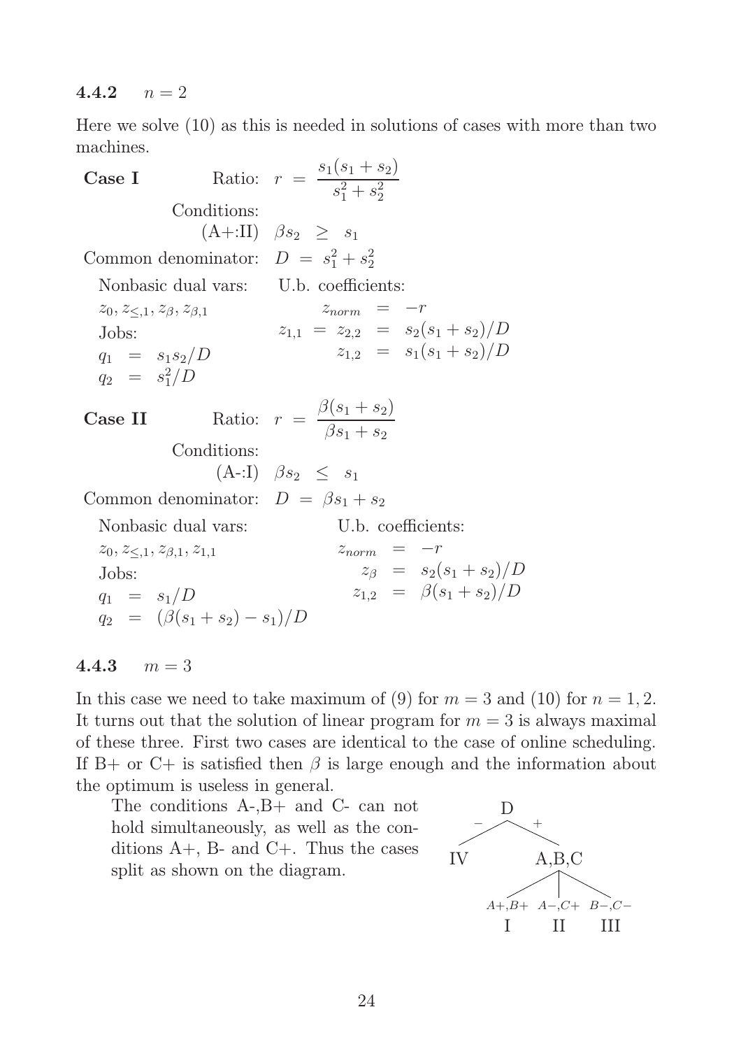### 4.4.2 $n = 2$

Here we solve (10) as this is needed in solutions of cases with more than two machines.

**Case I** Ratio: $r = \dfrac{s_1(s_1+s_2)}{s_1^2+s_2^2}$

Conditions:

(A+:II) $\beta s_2 \geq s_1$

Common denominator: $D = s_1^2 + s_2^2$

Nonbasic dual vars: $z_0, z_{\leq,1}, z_\beta, z_{\beta,1}$

Jobs:

$q_1 = s_1 s_2 / D$

$q_2 = s_1^2 / D$

U.b. coefficients:

$z_{norm} = -r$

$z_{1,1} = z_{2,2} = s_2(s_1+s_2)/D$

$z_{1,2} = s_1(s_1+s_2)/D$

**Case II** Ratio: $r = \dfrac{\beta(s_1+s_2)}{\beta s_1 + s_2}$

Conditions:

(A-:I) $\beta s_2 \leq s_1$

Common denominator: $D = \beta s_1 + s_2$

Nonbasic dual vars: $z_0, z_{\leq,1}, z_{\beta,1}, z_{1,1}$

Jobs:

$q_1 = s_1 / D$

$q_2 = (\beta(s_1+s_2) - s_1)/D$

U.b. coefficients:

$z_{norm} = -r$

$z_\beta = s_2(s_1+s_2)/D$

$z_{1,2} = \beta(s_1+s_2)/D$

### 4.4.3 $m = 3$

In this case we need to take maximum of (9) for $m = 3$ and (10) for $n = 1, 2$. It turns out that the solution of linear program for $m = 3$ is always maximal of these three. First two cases are identical to the case of online scheduling. If B+ or C+ is satisfied then $\beta$ is large enough and the information about the optimum is useless in general.

The conditions A-,B+ and C- can not hold simultaneously, as well as the conditions A+, B- and C+. Thus the cases split as shown on the diagram.

```
            D
         −     +
      IV        A,B,C
           A+,B+  A−,C+  B−,C−
             I     II     III
```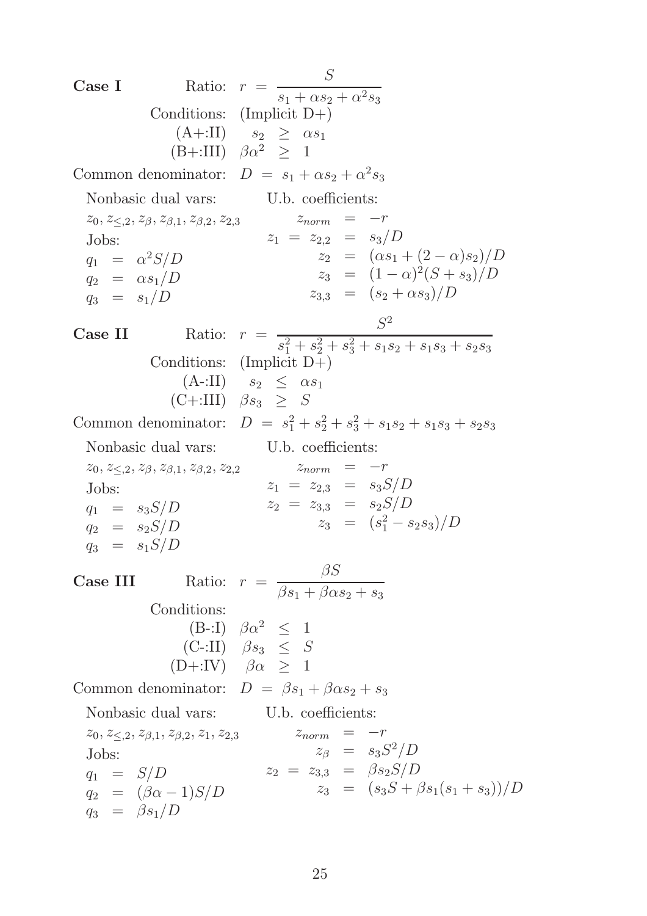**Case I** Ratio: $r = \dfrac{S}{s_1 + \alpha s_2 + \alpha^2 s_3}$

Conditions: (Implicit D+)

(A+:II) $s_2 \geq \alpha s_1$

(B+:III) $\beta\alpha^2 \geq 1$

Common denominator: $D = s_1 + \alpha s_2 + \alpha^2 s_3$

Nonbasic dual vars: $z_0, z_{\leq,2}, z_\beta, z_{\beta,1}, z_{\beta,2}, z_{2,3}$

Jobs:

$q_1 = \alpha^2 S/D$

$q_2 = \alpha s_1/D$

$q_3 = s_1/D$

U.b. coefficients:

$z_{norm} = -r$

$z_1 = z_{2,2} = s_3/D$

$z_2 = (\alpha s_1 + (2-\alpha)s_2)/D$

$z_3 = (1-\alpha)^2(S + s_3)/D$

$z_{3,3} = (s_2 + \alpha s_3)/D$

**Case II** Ratio: $r = \dfrac{S^2}{s_1^2 + s_2^2 + s_3^2 + s_1 s_2 + s_1 s_3 + s_2 s_3}$

Conditions: (Implicit D+)

(A-:II) $s_2 \leq \alpha s_1$

(C+:III) $\beta s_3 \geq S$

Common denominator: $D = s_1^2 + s_2^2 + s_3^2 + s_1 s_2 + s_1 s_3 + s_2 s_3$

Nonbasic dual vars: $z_0, z_{\leq,2}, z_\beta, z_{\beta,1}, z_{\beta,2}, z_{2,2}$

Jobs:

$q_1 = s_3 S/D$

$q_2 = s_2 S/D$

$q_3 = s_1 S/D$

U.b. coefficients:

$z_{norm} = -r$

$z_1 = z_{2,3} = s_3 S/D$

$z_2 = z_{3,3} = s_2 S/D$

$z_3 = (s_1^2 - s_2 s_3)/D$

**Case III** Ratio: $r = \dfrac{\beta S}{\beta s_1 + \beta\alpha s_2 + s_3}$

Conditions:

(B-:I) $\beta\alpha^2 \leq 1$

(C-:II) $\beta s_3 \leq S$

(D+:IV) $\beta\alpha \geq 1$

Common denominator: $D = \beta s_1 + \beta\alpha s_2 + s_3$

Nonbasic dual vars: $z_0, z_{\leq,2}, z_{\beta,1}, z_{\beta,2}, z_1, z_{2,3}$

Jobs:

$q_1 = S/D$

$q_2 = (\beta\alpha - 1)S/D$

$q_3 = \beta s_1/D$

U.b. coefficients:

$z_{norm} = -r$

$z_\beta = s_3 S^2/D$

$z_2 = z_{3,3} = \beta s_2 S/D$

$z_3 = (s_3 S + \beta s_1(s_1 + s_3))/D$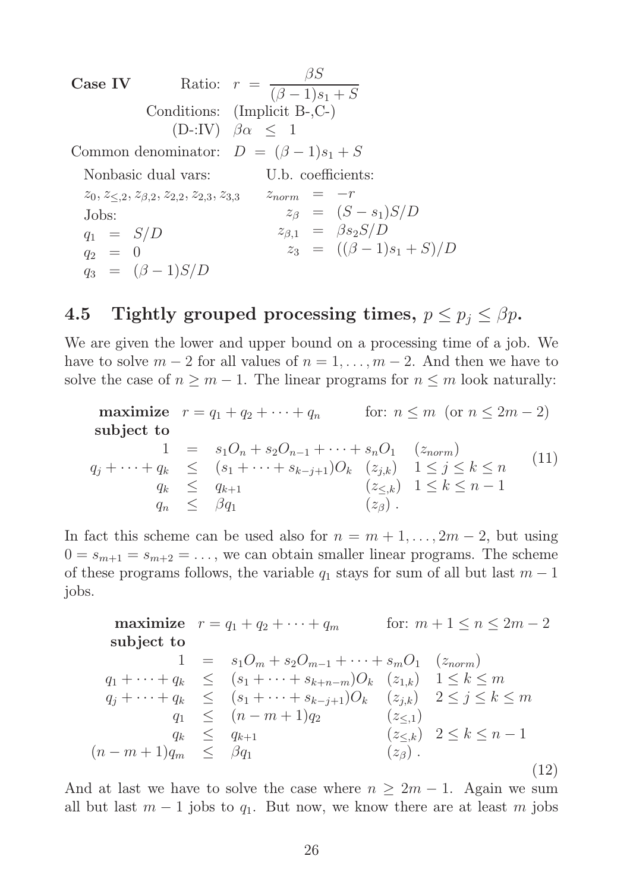**Case IV** Ratio: $r = \dfrac{\beta S}{(\beta-1)s_1 + S}$

Conditions: (Implicit B-,C-)

(D-:IV) $\beta\alpha \leq 1$

Common denominator: $D = (\beta-1)s_1 + S$

Nonbasic dual vars:

$z_0, z_{\leq,2}, z_{\beta,2}, z_{2,2}, z_{2,3}, z_{3,3}$

Jobs:

$$
\begin{aligned}
q_1 &= S/D \\
q_2 &= 0 \\
q_3 &= (\beta-1)S/D
\end{aligned}
$$

U.b. coefficients:

$$
\begin{aligned}
z_{norm} &= -r \\
z_\beta &= (S-s_1)S/D \\
z_{\beta,1} &= \beta s_2 S/D \\
z_3 &= ((\beta-1)s_1 + S)/D
\end{aligned}
$$

## 4.5 Tightly grouped processing times, $p \leq p_j \leq \beta p$.

We are given the lower and upper bound on a processing time of a job. We have to solve $m-2$ for all values of $n = 1, \ldots, m-2$. And then we have to solve the case of $n \geq m-1$. The linear programs for $n \leq m$ look naturally:

$$
\begin{array}{rrcll}
\textbf{maximize} & r = q_1 + q_2 + \cdots + q_n & & & \text{for: } n \leq m \ \ (\text{or } n \leq 2m-2) \\
\textbf{subject to} & & & & \\
1 & = & s_1 O_n + s_2 O_{n-1} + \cdots + s_n O_1 & (z_{norm}) & \\
q_j + \cdots + q_k & \leq & (s_1 + \cdots + s_{k-j+1}) O_k & (z_{j,k}) & 1 \leq j \leq k \leq n \\
q_k & \leq & q_{k+1} & (z_{\leq,k}) & 1 \leq k \leq n-1 \\
q_n & \leq & \beta q_1 & (z_\beta)\,. &
\end{array}
\tag{11}
$$

In fact this scheme can be used also for $n = m+1, \ldots, 2m-2$, but using $0 = s_{m+1} = s_{m+2} = \ldots$, we can obtain smaller linear programs. The scheme of these programs follows, the variable $q_1$ stays for sum of all but last $m-1$ jobs.

$$
\begin{array}{rrcll}
\textbf{maximize} & r = q_1 + q_2 + \cdots + q_m & & & \text{for: } m+1 \leq n \leq 2m-2 \\
\textbf{subject to} & & & & \\
1 & = & s_1 O_m + s_2 O_{m-1} + \cdots + s_m O_1 & (z_{norm}) & \\
q_1 + \cdots + q_k & \leq & (s_1 + \cdots + s_{k+n-m}) O_k & (z_{1,k}) & 1 \leq k \leq m \\
q_j + \cdots + q_k & \leq & (s_1 + \cdots + s_{k-j+1}) O_k & (z_{j,k}) & 2 \leq j \leq k \leq m \\
q_1 & \leq & (n-m+1) q_2 & (z_{\leq,1}) & \\
q_k & \leq & q_{k+1} & (z_{\leq,k}) & 2 \leq k \leq n-1 \\
(n-m+1) q_m & \leq & \beta q_1 & (z_\beta)\,. &
\end{array}
\tag{12}
$$

And at last we have to solve the case where $n \geq 2m-1$. Again we sum all but last $m-1$ jobs to $q_1$. But now, we know there are at least $m$ jobs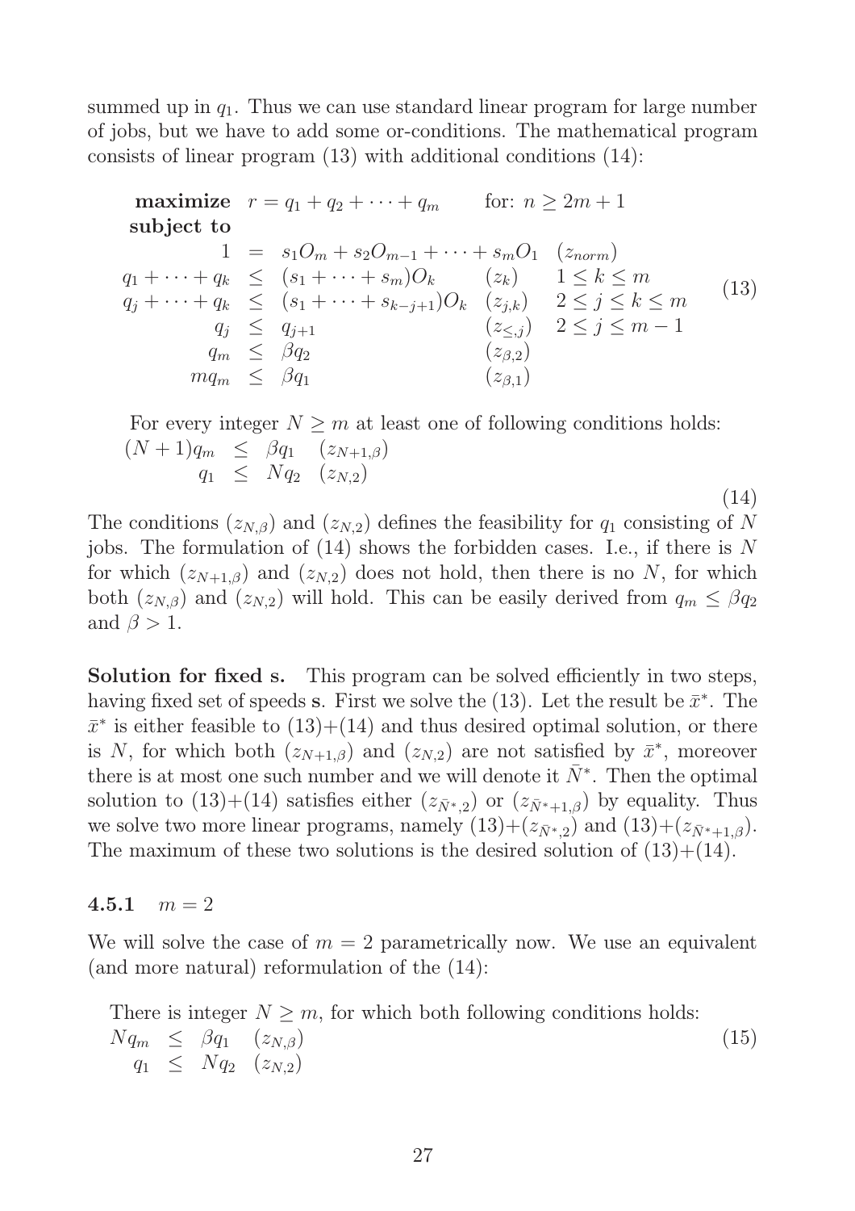summed up in $q_1$. Thus we can use standard linear program for large number of jobs, but we have to add some or-conditions. The mathematical program consists of linear program (13) with additional conditions (14):

$$
\begin{array}{rcll}
\textbf{maximize} & r = q_1 + q_2 + \cdots + q_m & & \text{for: } n \geq 2m+1 \\
\textbf{subject to} & & & \\
1 & = & s_1 O_m + s_2 O_{m-1} + \cdots + s_m O_1 & (z_{norm}) \\
q_1 + \cdots + q_k & \leq & (s_1 + \cdots + s_m) O_k & (z_k) \quad 1 \leq k \leq m \\
q_j + \cdots + q_k & \leq & (s_1 + \cdots + s_{k-j+1}) O_k & (z_{j,k}) \quad 2 \leq j \leq k \leq m \\
q_j & \leq & q_{j+1} & (z_{\leq,j}) \quad 2 \leq j \leq m-1 \\
q_m & \leq & \beta q_2 & (z_{\beta,2}) \\
m q_m & \leq & \beta q_1 & (z_{\beta,1})
\end{array}
\tag{13}
$$

For every integer $N \geq m$ at least one of following conditions holds:

$$
\begin{array}{rcll}
(N+1) q_m & \leq & \beta q_1 & (z_{N+1,\beta}) \\
q_1 & \leq & N q_2 & (z_{N,2})
\end{array}
\tag{14}
$$

The conditions $(z_{N,\beta})$ and $(z_{N,2})$ defines the feasibility for $q_1$ consisting of $N$ jobs. The formulation of (14) shows the forbidden cases. I.e., if there is $N$ for which $(z_{N+1,\beta})$ and $(z_{N,2})$ does not hold, then there is no $N$, for which both $(z_{N,\beta})$ and $(z_{N,2})$ will hold. This can be easily derived from $q_m \leq \beta q_2$ and $\beta > 1$.

**Solution for fixed s.** This program can be solved efficiently in two steps, having fixed set of speeds **s**. First we solve the (13). Let the result be $\bar{x}^*$. The $\bar{x}^*$ is either feasible to (13)+(14) and thus desired optimal solution, or there is $N$, for which both $(z_{N+1,\beta})$ and $(z_{N,2})$ are not satisfied by $\bar{x}^*$, moreover there is at most one such number and we will denote it $\bar{N}^*$. Then the optimal solution to (13)+(14) satisfies either $(z_{\bar{N}^*,2})$ or $(z_{\bar{N}^*+1,\beta})$ by equality. Thus we solve two more linear programs, namely (13)+$(z_{\bar{N}^*,2})$ and (13)+$(z_{\bar{N}^*+1,\beta})$. The maximum of these two solutions is the desired solution of (13)+(14).

### 4.5.1 $m = 2$

We will solve the case of $m = 2$ parametrically now. We use an equivalent (and more natural) reformulation of the (14):

There is integer $N \geq m$, for which both following conditions holds:

$$
\begin{array}{rcll}
N q_m & \leq & \beta q_1 & (z_{N,\beta}) \\
q_1 & \leq & N q_2 & (z_{N,2})
\end{array}
\tag{15}
$$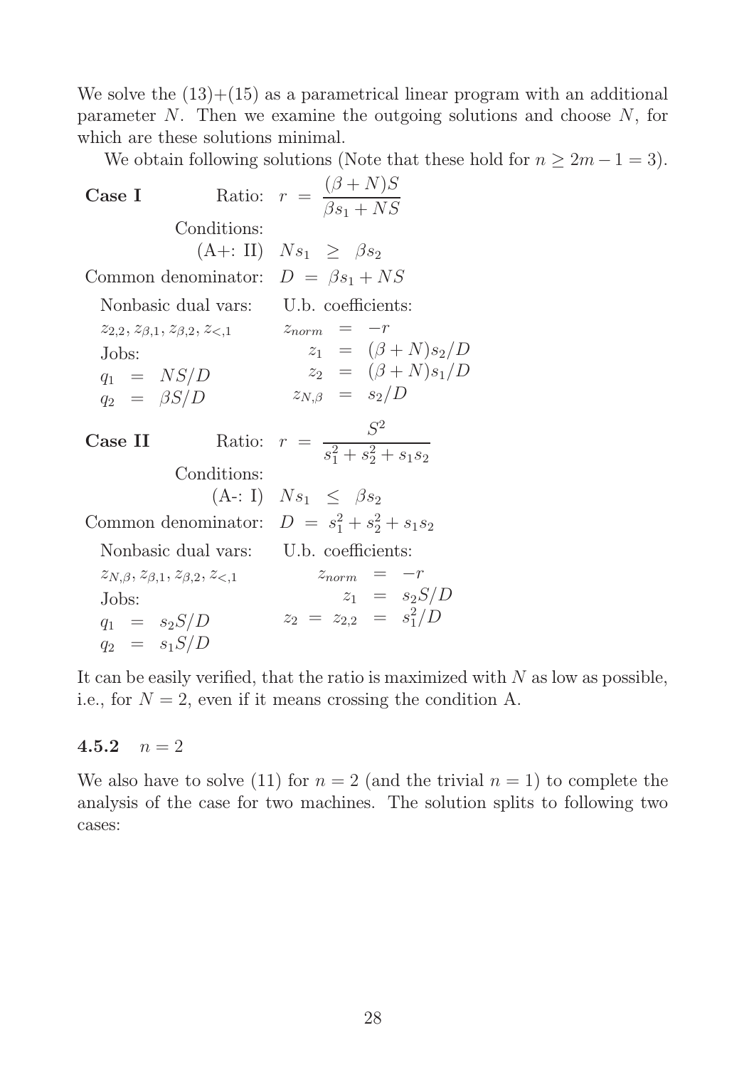We solve the (13)+(15) as a parametrical linear program with an additional parameter $N$. Then we examine the outgoing solutions and choose $N$, for which are these solutions minimal.

We obtain following solutions (Note that these hold for $n \geq 2m - 1 = 3$).

**Case I** Ratio: $r = \dfrac{(\beta + N)S}{\beta s_1 + NS}$

Conditions:

(A+: II) $Ns_1 \geq \beta s_2$

Common denominator: $D = \beta s_1 + NS$

Nonbasic dual vars: $z_{2,2}, z_{\beta,1}, z_{\beta,2}, z_{<,1}$

U.b. coefficients:

$$z_{norm} = -r$$
$$z_1 = (\beta + N)s_2/D$$
$$z_2 = (\beta + N)s_1/D$$
$$z_{N,\beta} = s_2/D$$

Jobs:

$$q_1 = NS/D$$
$$q_2 = \beta S/D$$

**Case II** Ratio: $r = \dfrac{S^2}{s_1^2 + s_2^2 + s_1 s_2}$

Conditions:

(A-: I) $Ns_1 \leq \beta s_2$

Common denominator: $D = s_1^2 + s_2^2 + s_1 s_2$

Nonbasic dual vars: $z_{N,\beta}, z_{\beta,1}, z_{\beta,2}, z_{<,1}$

U.b. coefficients:

$$z_{norm} = -r$$
$$z_1 = s_2 S/D$$
$$z_2 = z_{2,2} = s_1^2/D$$

Jobs:

$$q_1 = s_2 S/D$$
$$q_2 = s_1 S/D$$

It can be easily verified, that the ratio is maximized with $N$ as low as possible, i.e., for $N = 2$, even if it means crossing the condition A.

### 4.5.2 $n = 2$

We also have to solve (11) for $n = 2$ (and the trivial $n = 1$) to complete the analysis of the case for two machines. The solution splits to following two cases: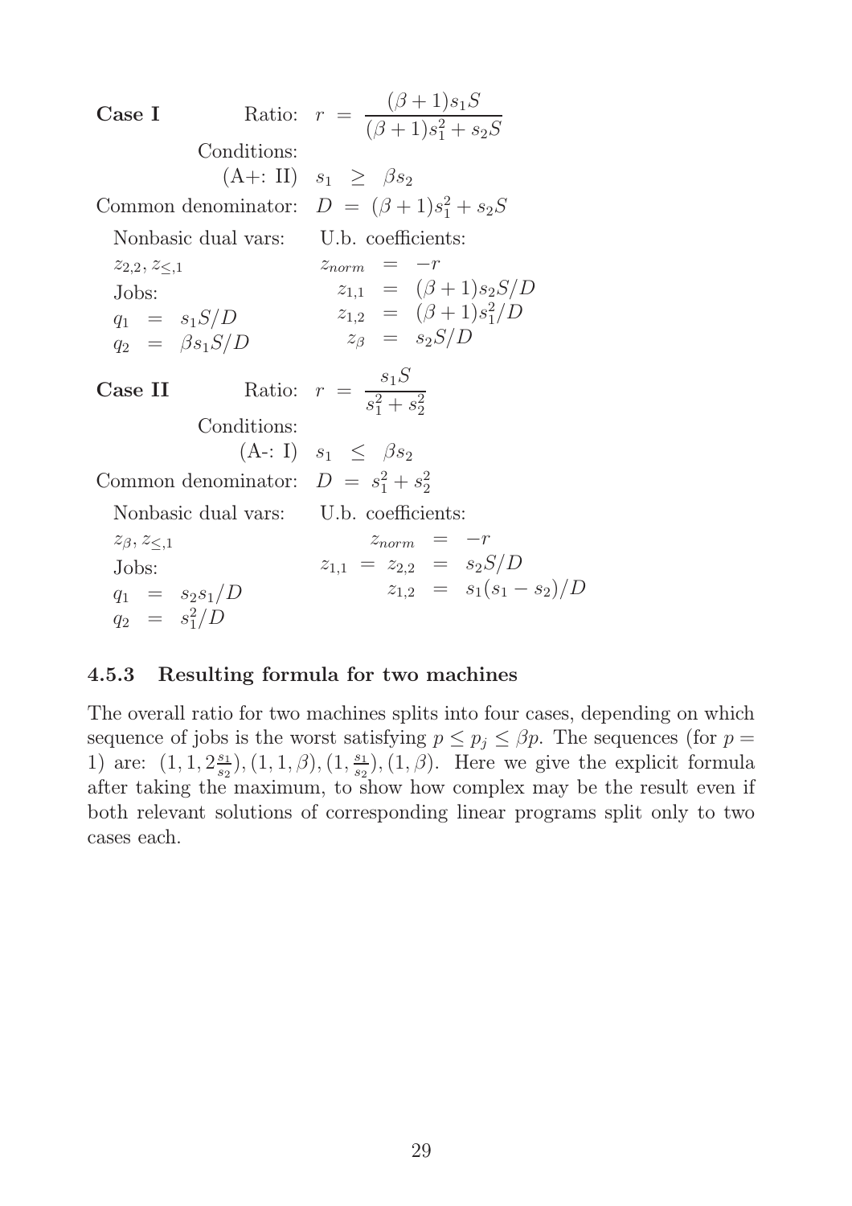**Case I** Ratio: $r = \dfrac{(\beta+1)s_1 S}{(\beta+1)s_1^2 + s_2 S}$

Conditions:

(A+: II) $s_1 \geq \beta s_2$

Common denominator: $D = (\beta+1)s_1^2 + s_2 S$

Nonbasic dual vars: $z_{2,2}, z_{\leq,1}$

Jobs:

$$q_1 = s_1 S/D$$
$$q_2 = \beta s_1 S/D$$

U.b. coefficients:

$$z_{norm} = -r$$
$$z_{1,1} = (\beta+1)s_2 S/D$$
$$z_{1,2} = (\beta+1)s_1^2/D$$
$$z_\beta = s_2 S/D$$

**Case II** Ratio: $r = \dfrac{s_1 S}{s_1^2 + s_2^2}$

Conditions:

(A-: I) $s_1 \leq \beta s_2$

Common denominator: $D = s_1^2 + s_2^2$

Nonbasic dual vars: $z_\beta, z_{\leq,1}$

Jobs:

$$q_1 = s_2 s_1/D$$
$$q_2 = s_1^2/D$$

U.b. coefficients:

$$z_{norm} = -r$$
$$z_{1,1} = z_{2,2} = s_2 S/D$$
$$z_{1,2} = s_1(s_1 - s_2)/D$$

### 4.5.3 Resulting formula for two machines

The overall ratio for two machines splits into four cases, depending on which sequence of jobs is the worst satisfying $p \leq p_j \leq \beta p$. The sequences (for $p = 1$) are: $(1, 1, 2\frac{s_1}{s_2}), (1, 1, \beta), (1, \frac{s_1}{s_2}), (1, \beta)$. Here we give the explicit formula after taking the maximum, to show how complex may be the result even if both relevant solutions of corresponding linear programs split only to two cases each.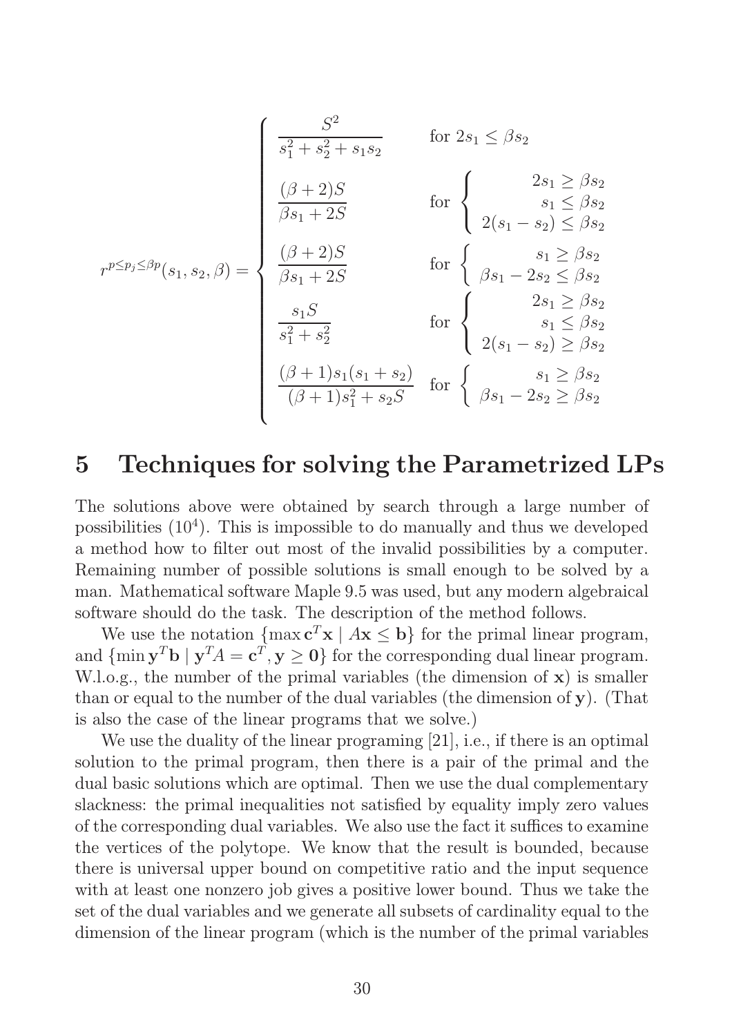$$
r^{p \le p_j \le \beta p}(s_1, s_2, \beta) = \begin{cases}
\dfrac{S^2}{s_1^2 + s_2^2 + s_1 s_2} & \text{for } 2s_1 \le \beta s_2 \\[2ex]
\dfrac{(\beta+2)S}{\beta s_1 + 2S} & \text{for } \begin{cases} 2s_1 \ge \beta s_2 \\ s_1 \le \beta s_2 \\ 2(s_1 - s_2) \le \beta s_2 \end{cases} \\[2ex]
\dfrac{(\beta+2)S}{\beta s_1 + 2S} & \text{for } \begin{cases} s_1 \ge \beta s_2 \\ \beta s_1 - 2s_2 \le \beta s_2 \end{cases} \\[2ex]
\dfrac{s_1 S}{s_1^2 + s_2^2} & \text{for } \begin{cases} 2s_1 \ge \beta s_2 \\ s_1 \le \beta s_2 \\ 2(s_1 - s_2) \ge \beta s_2 \end{cases} \\[2ex]
\dfrac{(\beta+1)s_1(s_1 + s_2)}{(\beta+1)s_1^2 + s_2 S} & \text{for } \begin{cases} s_1 \ge \beta s_2 \\ \beta s_1 - 2s_2 \ge \beta s_2 \end{cases}
\end{cases}
$$

## 5 Techniques for solving the Parametrized LPs

The solutions above were obtained by search through a large number of possibilities ($10^4$). This is impossible to do manually and thus we developed a method how to filter out most of the invalid possibilities by a computer. Remaining number of possible solutions is small enough to be solved by a man. Mathematical software Maple 9.5 was used, but any modern algebraical software should do the task. The description of the method follows.

We use the notation $\{\max \mathbf{c}^T\mathbf{x} \mid A\mathbf{x} \le \mathbf{b}\}$ for the primal linear program, and $\{\min \mathbf{y}^T\mathbf{b} \mid \mathbf{y}^T A = \mathbf{c}^T, \mathbf{y} \ge \mathbf{0}\}$ for the corresponding dual linear program. W.l.o.g., the number of the primal variables (the dimension of $\mathbf{x}$) is smaller than or equal to the number of the dual variables (the dimension of $\mathbf{y}$). (That is also the case of the linear programs that we solve.)

We use the duality of the linear programing [21], i.e., if there is an optimal solution to the primal program, then there is a pair of the primal and the dual basic solutions which are optimal. Then we use the dual complementary slackness: the primal inequalities not satisfied by equality imply zero values of the corresponding dual variables. We also use the fact it suffices to examine the vertices of the polytope. We know that the result is bounded, because there is universal upper bound on competitive ratio and the input sequence with at least one nonzero job gives a positive lower bound. Thus we take the set of the dual variables and we generate all subsets of cardinality equal to the dimension of the linear program (which is the number of the primal variables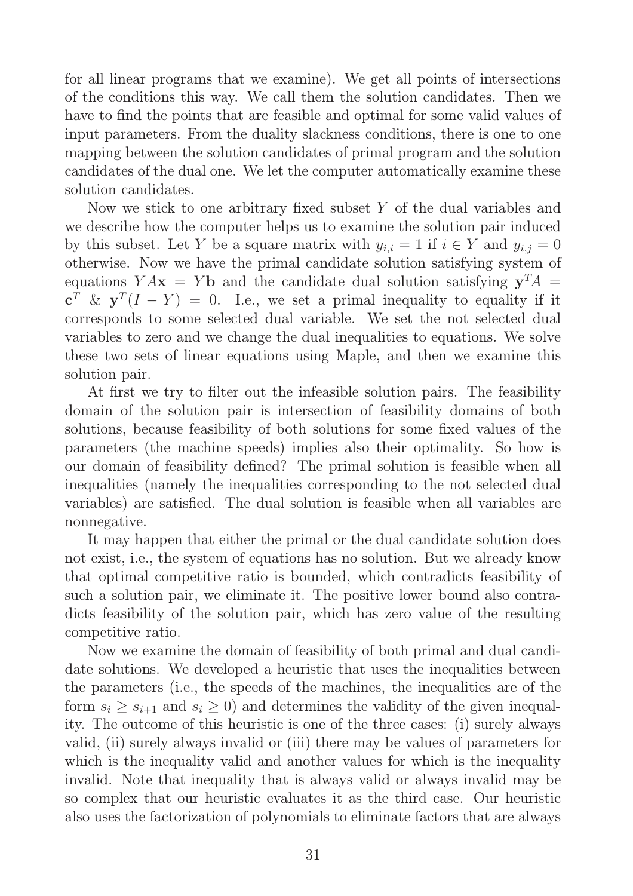for all linear programs that we examine). We get all points of intersections of the conditions this way. We call them the solution candidates. Then we have to find the points that are feasible and optimal for some valid values of input parameters. From the duality slackness conditions, there is one to one mapping between the solution candidates of primal program and the solution candidates of the dual one. We let the computer automatically examine these solution candidates.

Now we stick to one arbitrary fixed subset $Y$ of the dual variables and we describe how the computer helps us to examine the solution pair induced by this subset. Let $Y$ be a square matrix with $y_{i,i} = 1$ if $i \in Y$ and $y_{i,j} = 0$ otherwise. Now we have the primal candidate solution satisfying system of equations $YA\mathbf{x} = Y\mathbf{b}$ and the candidate dual solution satisfying $\mathbf{y}^T A = \mathbf{c}^T$ & $\mathbf{y}^T(I - Y) = 0$. I.e., we set a primal inequality to equality if it corresponds to some selected dual variable. We set the not selected dual variables to zero and we change the dual inequalities to equations. We solve these two sets of linear equations using Maple, and then we examine this solution pair.

At first we try to filter out the infeasible solution pairs. The feasibility domain of the solution pair is intersection of feasibility domains of both solutions, because feasibility of both solutions for some fixed values of the parameters (the machine speeds) implies also their optimality. So how is our domain of feasibility defined? The primal solution is feasible when all inequalities (namely the inequalities corresponding to the not selected dual variables) are satisfied. The dual solution is feasible when all variables are nonnegative.

It may happen that either the primal or the dual candidate solution does not exist, i.e., the system of equations has no solution. But we already know that optimal competitive ratio is bounded, which contradicts feasibility of such a solution pair, we eliminate it. The positive lower bound also contradicts feasibility of the solution pair, which has zero value of the resulting competitive ratio.

Now we examine the domain of feasibility of both primal and dual candidate solutions. We developed a heuristic that uses the inequalities between the parameters (i.e., the speeds of the machines, the inequalities are of the form $s_i \geq s_{i+1}$ and $s_i \geq 0$) and determines the validity of the given inequality. The outcome of this heuristic is one of the three cases: (i) surely always valid, (ii) surely always invalid or (iii) there may be values of parameters for which is the inequality valid and another values for which is the inequality invalid. Note that inequality that is always valid or always invalid may be so complex that our heuristic evaluates it as the third case. Our heuristic also uses the factorization of polynomials to eliminate factors that are always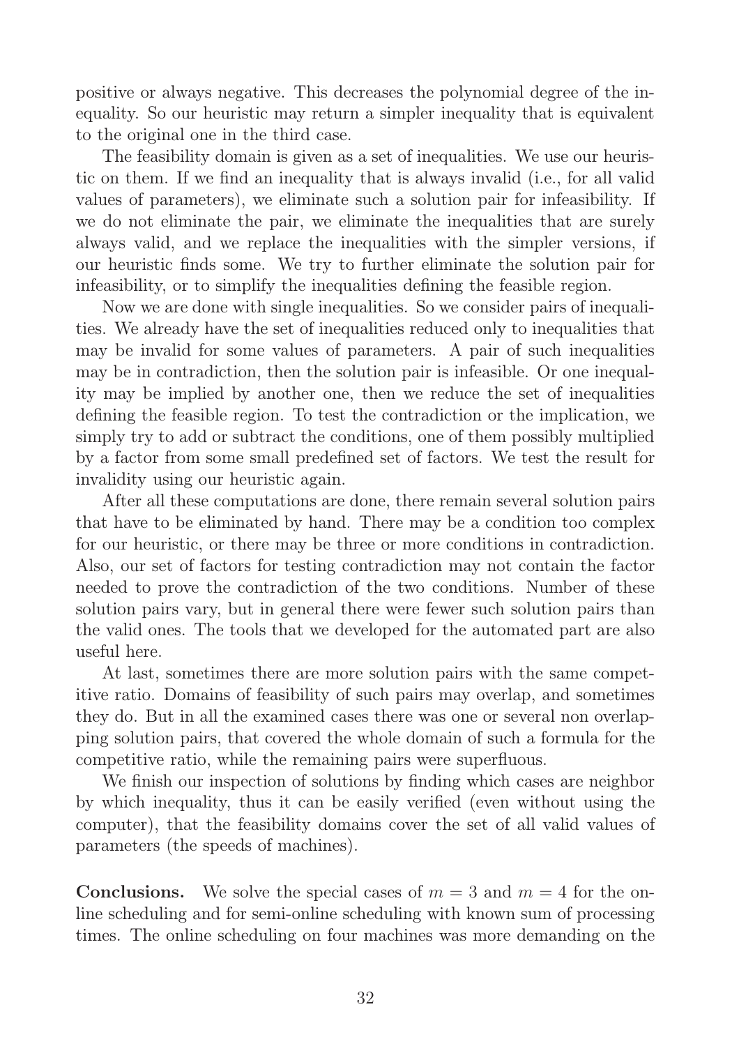positive or always negative. This decreases the polynomial degree of the inequality. So our heuristic may return a simpler inequality that is equivalent to the original one in the third case.

The feasibility domain is given as a set of inequalities. We use our heuristic on them. If we find an inequality that is always invalid (i.e., for all valid values of parameters), we eliminate such a solution pair for infeasibility. If we do not eliminate the pair, we eliminate the inequalities that are surely always valid, and we replace the inequalities with the simpler versions, if our heuristic finds some. We try to further eliminate the solution pair for infeasibility, or to simplify the inequalities defining the feasible region.

Now we are done with single inequalities. So we consider pairs of inequalities. We already have the set of inequalities reduced only to inequalities that may be invalid for some values of parameters. A pair of such inequalities may be in contradiction, then the solution pair is infeasible. Or one inequality may be implied by another one, then we reduce the set of inequalities defining the feasible region. To test the contradiction or the implication, we simply try to add or subtract the conditions, one of them possibly multiplied by a factor from some small predefined set of factors. We test the result for invalidity using our heuristic again.

After all these computations are done, there remain several solution pairs that have to be eliminated by hand. There may be a condition too complex for our heuristic, or there may be three or more conditions in contradiction. Also, our set of factors for testing contradiction may not contain the factor needed to prove the contradiction of the two conditions. Number of these solution pairs vary, but in general there were fewer such solution pairs than the valid ones. The tools that we developed for the automated part are also useful here.

At last, sometimes there are more solution pairs with the same competitive ratio. Domains of feasibility of such pairs may overlap, and sometimes they do. But in all the examined cases there was one or several non overlapping solution pairs, that covered the whole domain of such a formula for the competitive ratio, while the remaining pairs were superfluous.

We finish our inspection of solutions by finding which cases are neighbor by which inequality, thus it can be easily verified (even without using the computer), that the feasibility domains cover the set of all valid values of parameters (the speeds of machines).

**Conclusions.** We solve the special cases of $m = 3$ and $m = 4$ for the online scheduling and for semi-online scheduling with known sum of processing times. The online scheduling on four machines was more demanding on the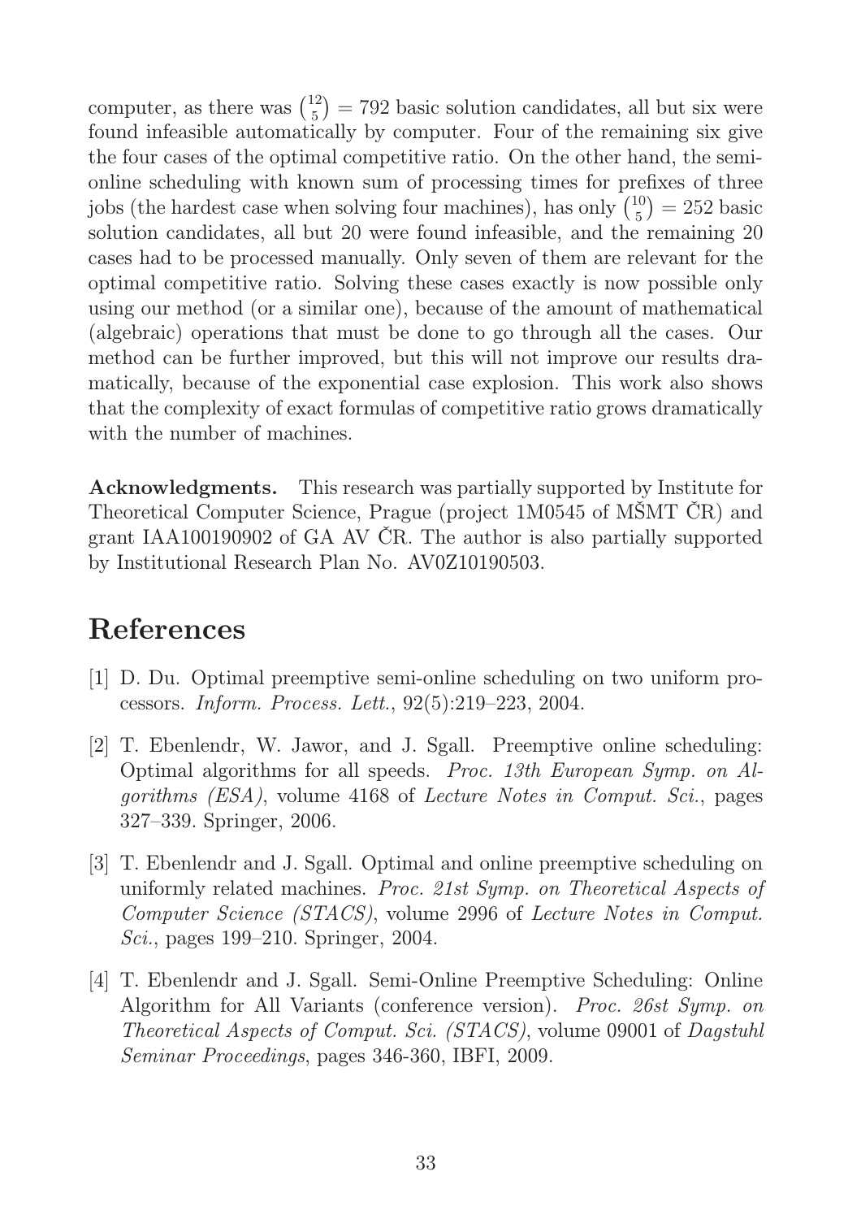computer, as there was $\binom{12}{5} = 792$ basic solution candidates, all but six were found infeasible automatically by computer. Four of the remaining six give the four cases of the optimal competitive ratio. On the other hand, the semi-online scheduling with known sum of processing times for prefixes of three jobs (the hardest case when solving four machines), has only $\binom{10}{5} = 252$ basic solution candidates, all but 20 were found infeasible, and the remaining 20 cases had to be processed manually. Only seven of them are relevant for the optimal competitive ratio. Solving these cases exactly is now possible only using our method (or a similar one), because of the amount of mathematical (algebraic) operations that must be done to go through all the cases. Our method can be further improved, but this will not improve our results dramatically, because of the exponential case explosion. This work also shows that the complexity of exact formulas of competitive ratio grows dramatically with the number of machines.

**Acknowledgments.** This research was partially supported by Institute for Theoretical Computer Science, Prague (project 1M0545 of MŠMT ČR) and grant IAA100190902 of GA AV ČR. The author is also partially supported by Institutional Research Plan No. AV0Z10190503.

# References

[1] D. Du. Optimal preemptive semi-online scheduling on two uniform processors. *Inform. Process. Lett.*, 92(5):219–223, 2004.

[2] T. Ebenlendr, W. Jawor, and J. Sgall. Preemptive online scheduling: Optimal algorithms for all speeds. *Proc. 13th European Symp. on Algorithms (ESA)*, volume 4168 of *Lecture Notes in Comput. Sci.*, pages 327–339. Springer, 2006.

[3] T. Ebenlendr and J. Sgall. Optimal and online preemptive scheduling on uniformly related machines. *Proc. 21st Symp. on Theoretical Aspects of Computer Science (STACS)*, volume 2996 of *Lecture Notes in Comput. Sci.*, pages 199–210. Springer, 2004.

[4] T. Ebenlendr and J. Sgall. Semi-Online Preemptive Scheduling: Online Algorithm for All Variants (conference version). *Proc. 26st Symp. on Theoretical Aspects of Comput. Sci. (STACS)*, volume 09001 of *Dagstuhl Seminar Proceedings*, pages 346-360, IBFI, 2009.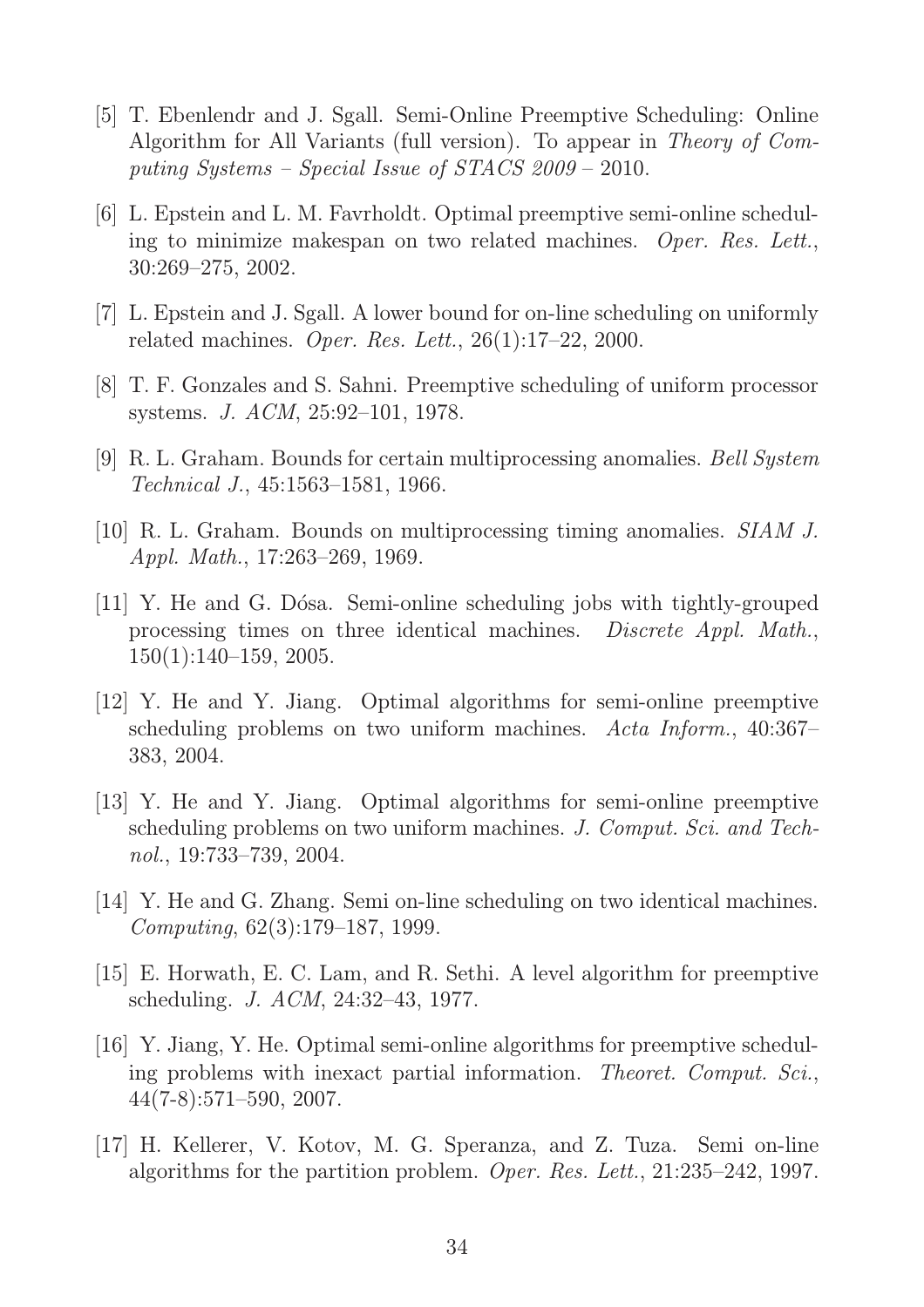[5] T. Ebenlendr and J. Sgall. Semi-Online Preemptive Scheduling: Online Algorithm for All Variants (full version). To appear in *Theory of Computing Systems – Special Issue of STACS 2009* – 2010.

[6] L. Epstein and L. M. Favrholdt. Optimal preemptive semi-online scheduling to minimize makespan on two related machines. *Oper. Res. Lett.*, 30:269–275, 2002.

[7] L. Epstein and J. Sgall. A lower bound for on-line scheduling on uniformly related machines. *Oper. Res. Lett.*, 26(1):17–22, 2000.

[8] T. F. Gonzales and S. Sahni. Preemptive scheduling of uniform processor systems. *J. ACM*, 25:92–101, 1978.

[9] R. L. Graham. Bounds for certain multiprocessing anomalies. *Bell System Technical J.*, 45:1563–1581, 1966.

[10] R. L. Graham. Bounds on multiprocessing timing anomalies. *SIAM J. Appl. Math.*, 17:263–269, 1969.

[11] Y. He and G. Dósa. Semi-online scheduling jobs with tightly-grouped processing times on three identical machines. *Discrete Appl. Math.*, 150(1):140–159, 2005.

[12] Y. He and Y. Jiang. Optimal algorithms for semi-online preemptive scheduling problems on two uniform machines. *Acta Inform.*, 40:367–383, 2004.

[13] Y. He and Y. Jiang. Optimal algorithms for semi-online preemptive scheduling problems on two uniform machines. *J. Comput. Sci. and Technol.*, 19:733–739, 2004.

[14] Y. He and G. Zhang. Semi on-line scheduling on two identical machines. *Computing*, 62(3):179–187, 1999.

[15] E. Horwath, E. C. Lam, and R. Sethi. A level algorithm for preemptive scheduling. *J. ACM*, 24:32–43, 1977.

[16] Y. Jiang, Y. He. Optimal semi-online algorithms for preemptive scheduling problems with inexact partial information. *Theoret. Comput. Sci.*, 44(7-8):571–590, 2007.

[17] H. Kellerer, V. Kotov, M. G. Speranza, and Z. Tuza. Semi on-line algorithms for the partition problem. *Oper. Res. Lett.*, 21:235–242, 1997.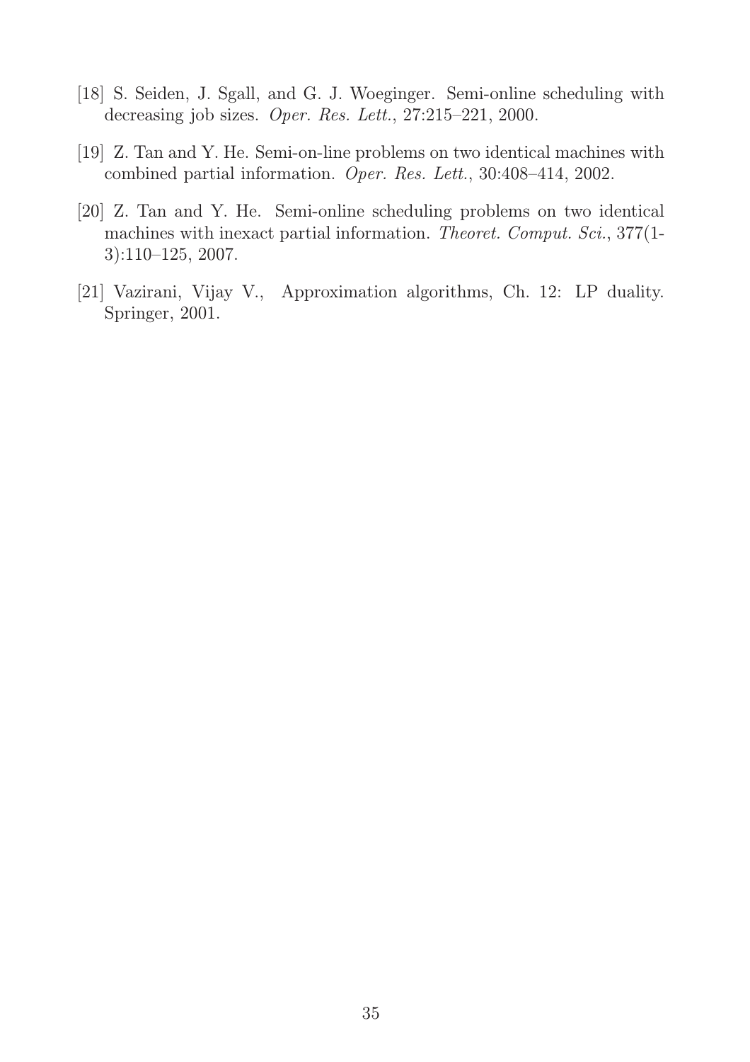[18] S. Seiden, J. Sgall, and G. J. Woeginger. Semi-online scheduling with decreasing job sizes. *Oper. Res. Lett.*, 27:215–221, 2000.

[19] Z. Tan and Y. He. Semi-on-line problems on two identical machines with combined partial information. *Oper. Res. Lett.*, 30:408–414, 2002.

[20] Z. Tan and Y. He. Semi-online scheduling problems on two identical machines with inexact partial information. *Theoret. Comput. Sci.*, 377(1-3):110–125, 2007.

[21] Vazirani, Vijay V., Approximation algorithms, Ch. 12: LP duality. Springer, 2001.